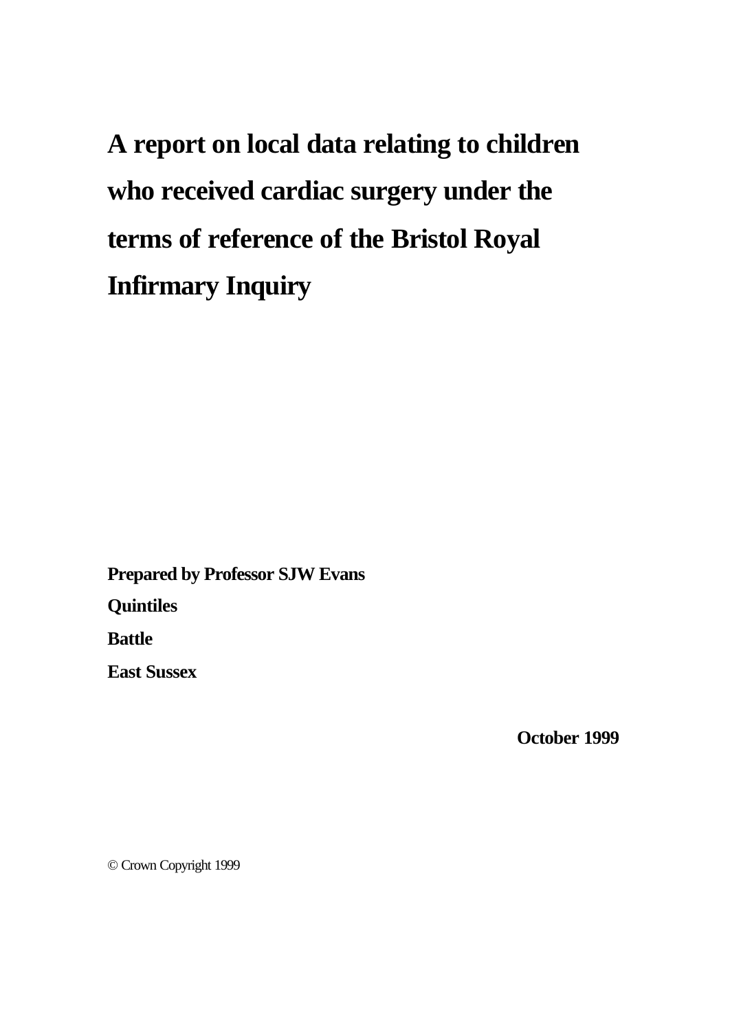# A report on local data relating to children who received cardiac surgery under the terms of reference of the Bristol Royal Infirmary Inquiry

**Prepared by Professor SJW Evans**

**Quintiles**

**Battle**

**East Sussex**

**October 1999**

© Crown Copyright 1999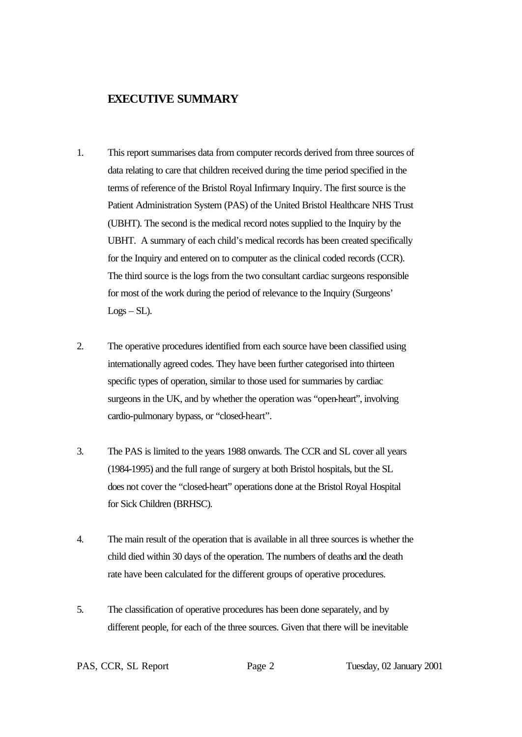## EXECUTIVE SUMMARY

1. This report summarises data from computer records derived from three sources of data relating to care that children received during the time period specified in the terms of reference of the Bristol Royal Infirmary Inquiry. The first source is the Patient Administration System (PAS) of the United Bristol Healthcare NHS Trust (UBHT). The second is the medical record notes supplied to the Inquiry by the UBHT. A summary of each child's medical records has been created specifically for the Inquiry and entered on to computer as the clinical coded records (CCR). The third source is the logs from the two consultant cardiac surgeons responsible for most of the work during the period of relevance to the Inquiry (Surgeons' Logs – SL).

2. The operative procedures identified from each source have been classified using internationally agreed codes. They have been further categorised into thirteen specific types of operation, similar to those used for summaries by cardiac surgeons in the UK, and by whether the operation was "open-heart", involving cardio-pulmonary bypass, or "closed-heart".

3. The PAS is limited to the years 1988 onwards. The CCR and SL cover all years (1984-1995) and the full range of surgery at both Bristol hospitals, but the SL does not cover the "closed-heart" operations done at the Bristol Royal Hospital for Sick Children (BRHSC).

4. The main result of the operation that is available in all three sources is whether the child died within 30 days of the operation. The numbers of deaths and the death rate have been calculated for the different groups of operative procedures.

5. The classification of operative procedures has been done separately, and by different people, for each of the three sources. Given that there will be inevitable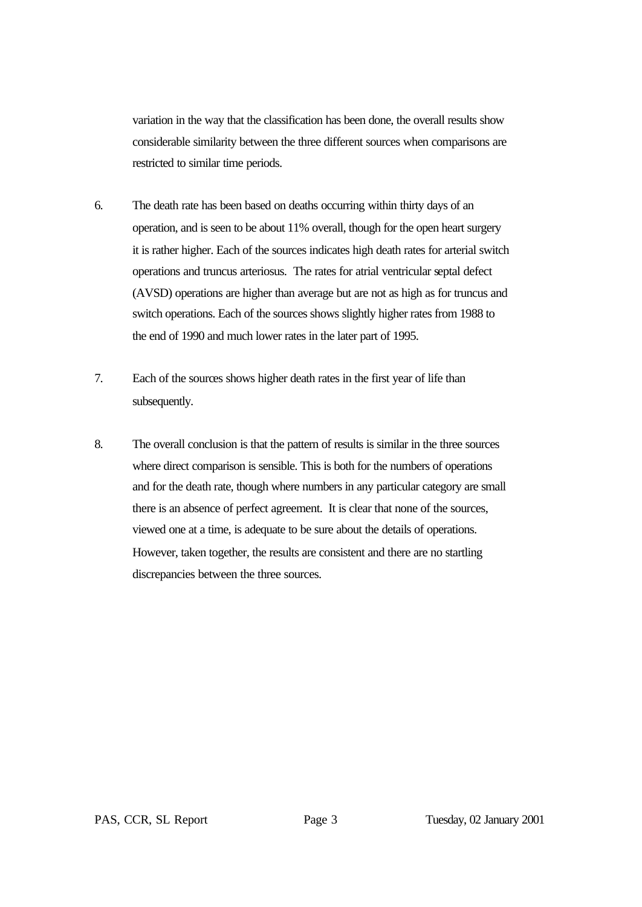variation in the way that the classification has been done, the overall results show considerable similarity between the three different sources when comparisons are restricted to similar time periods.

6. The death rate has been based on deaths occurring within thirty days of an operation, and is seen to be about 11% overall, though for the open heart surgery it is rather higher. Each of the sources indicates high death rates for arterial switch operations and truncus arteriosus. The rates for atrial ventricular septal defect (AVSD) operations are higher than average but are not as high as for truncus and switch operations. Each of the sources shows slightly higher rates from 1988 to the end of 1990 and much lower rates in the later part of 1995.

7. Each of the sources shows higher death rates in the first year of life than subsequently.

8. The overall conclusion is that the pattern of results is similar in the three sources where direct comparison is sensible. This is both for the numbers of operations and for the death rate, though where numbers in any particular category are small there is an absence of perfect agreement. It is clear that none of the sources, viewed one at a time, is adequate to be sure about the details of operations. However, taken together, the results are consistent and there are no startling discrepancies between the three sources.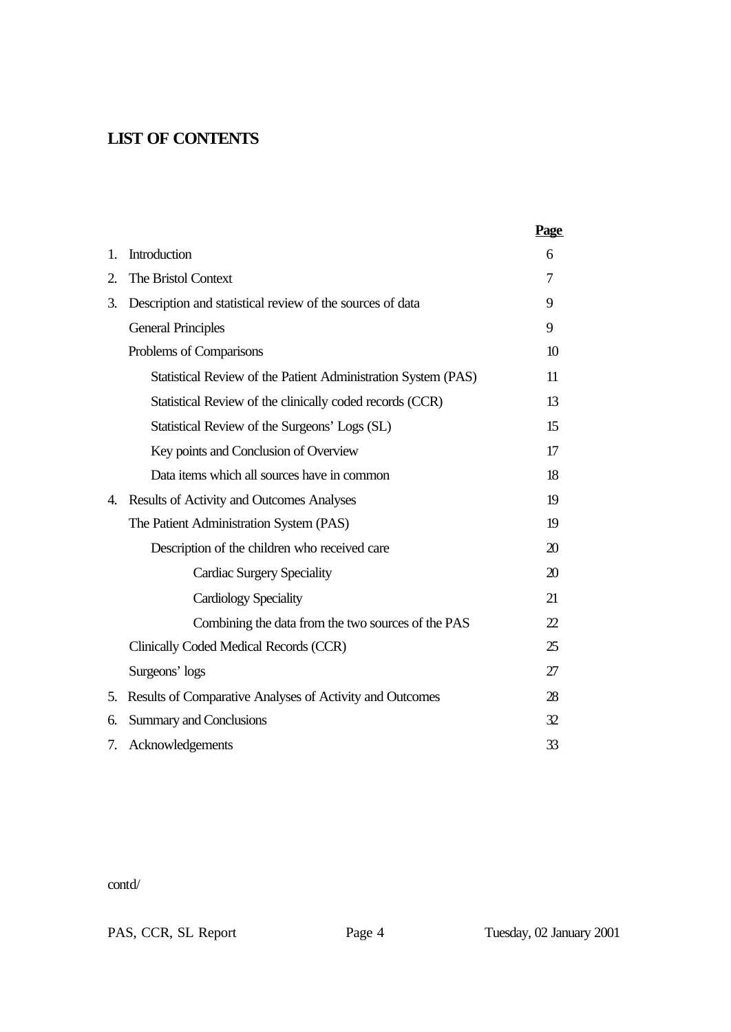## LIST OF CONTENTS

| | | Page |
|---|---|---|
| 1. | Introduction | 6 |
| 2. | The Bristol Context | 7 |
| 3. | Description and statistical review of the sources of data | 9 |
| | General Principles | 9 |
| | Problems of Comparisons | 10 |
| | Statistical Review of the Patient Administration System (PAS) | 11 |
| | Statistical Review of the clinically coded records (CCR) | 13 |
| | Statistical Review of the Surgeons' Logs (SL) | 15 |
| | Key points and Conclusion of Overview | 17 |
| | Data items which all sources have in common | 18 |
| 4. | Results of Activity and Outcomes Analyses | 19 |
| | The Patient Administration System (PAS) | 19 |
| | Description of the children who received care | 20 |
| | Cardiac Surgery Speciality | 20 |
| | Cardiology Speciality | 21 |
| | Combining the data from the two sources of the PAS | 22 |
| | Clinically Coded Medical Records (CCR) | 25 |
| | Surgeons' logs | 27 |
| 5. | Results of Comparative Analyses of Activity and Outcomes | 28 |
| 6. | Summary and Conclusions | 32 |
| 7. | Acknowledgements | 33 |

contd/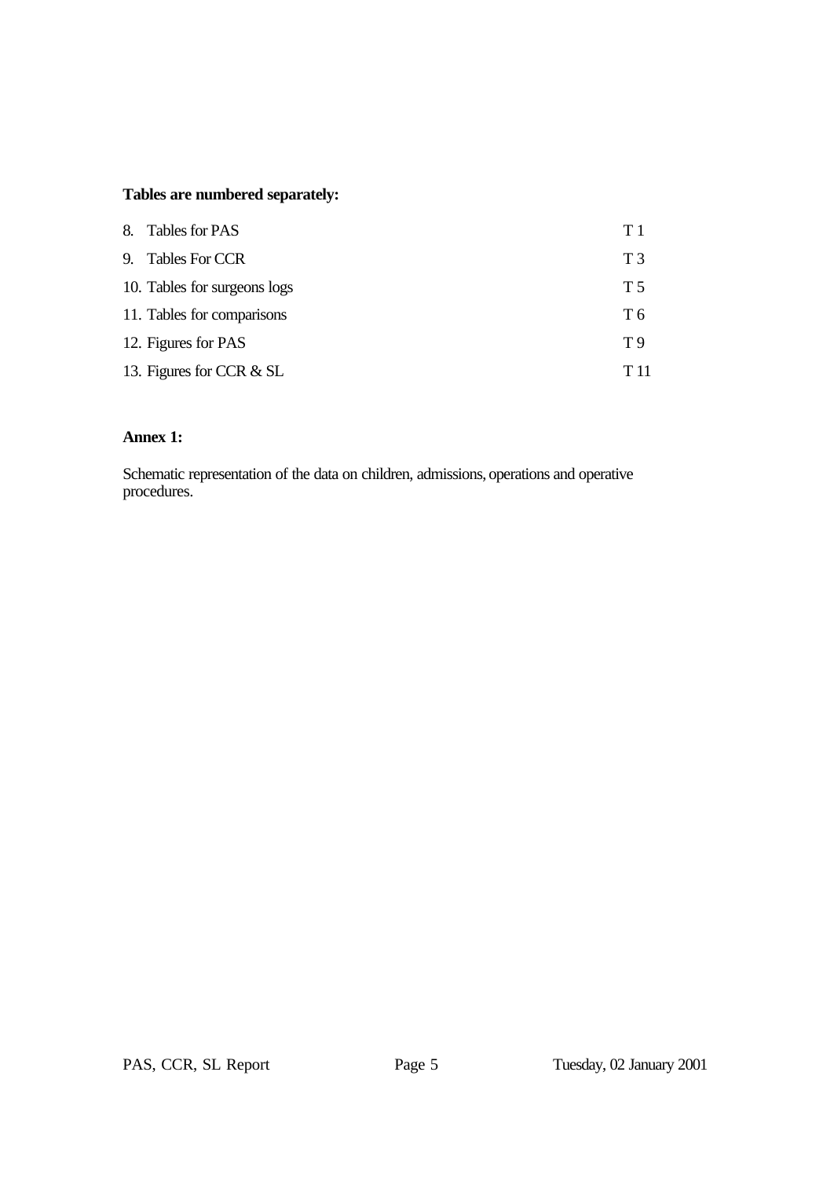**Tables are numbered separately:**

8. Tables for PAS T 1
9. Tables For CCR T 3
10. Tables for surgeons logs T 5
11. Tables for comparisons T 6
12. Figures for PAS T 9
13. Figures for CCR & SL T 11

**Annex 1:**

Schematic representation of the data on children, admissions, operations and operative procedures.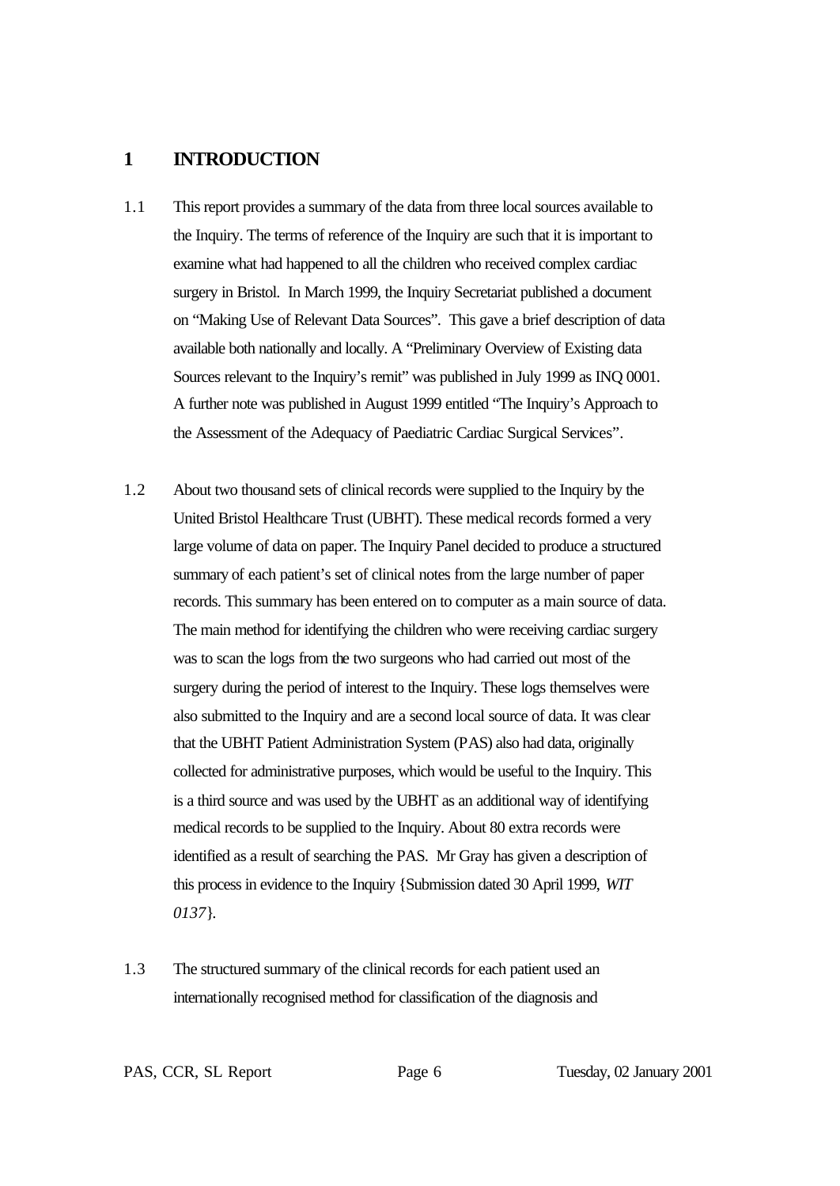# 1 INTRODUCTION

1.1 This report provides a summary of the data from three local sources available to the Inquiry. The terms of reference of the Inquiry are such that it is important to examine what had happened to all the children who received complex cardiac surgery in Bristol. In March 1999, the Inquiry Secretariat published a document on "Making Use of Relevant Data Sources". This gave a brief description of data available both nationally and locally. A "Preliminary Overview of Existing data Sources relevant to the Inquiry's remit" was published in July 1999 as INQ 0001. A further note was published in August 1999 entitled "The Inquiry's Approach to the Assessment of the Adequacy of Paediatric Cardiac Surgical Services".

1.2 About two thousand sets of clinical records were supplied to the Inquiry by the United Bristol Healthcare Trust (UBHT). These medical records formed a very large volume of data on paper. The Inquiry Panel decided to produce a structured summary of each patient's set of clinical notes from the large number of paper records. This summary has been entered on to computer as a main source of data. The main method for identifying the children who were receiving cardiac surgery was to scan the logs from the two surgeons who had carried out most of the surgery during the period of interest to the Inquiry. These logs themselves were also submitted to the Inquiry and are a second local source of data. It was clear that the UBHT Patient Administration System (PAS) also had data, originally collected for administrative purposes, which would be useful to the Inquiry. This is a third source and was used by the UBHT as an additional way of identifying medical records to be supplied to the Inquiry. About 80 extra records were identified as a result of searching the PAS. Mr Gray has given a description of this process in evidence to the Inquiry {Submission dated 30 April 1999, *WIT 0137*}.

1.3 The structured summary of the clinical records for each patient used an internationally recognised method for classification of the diagnosis and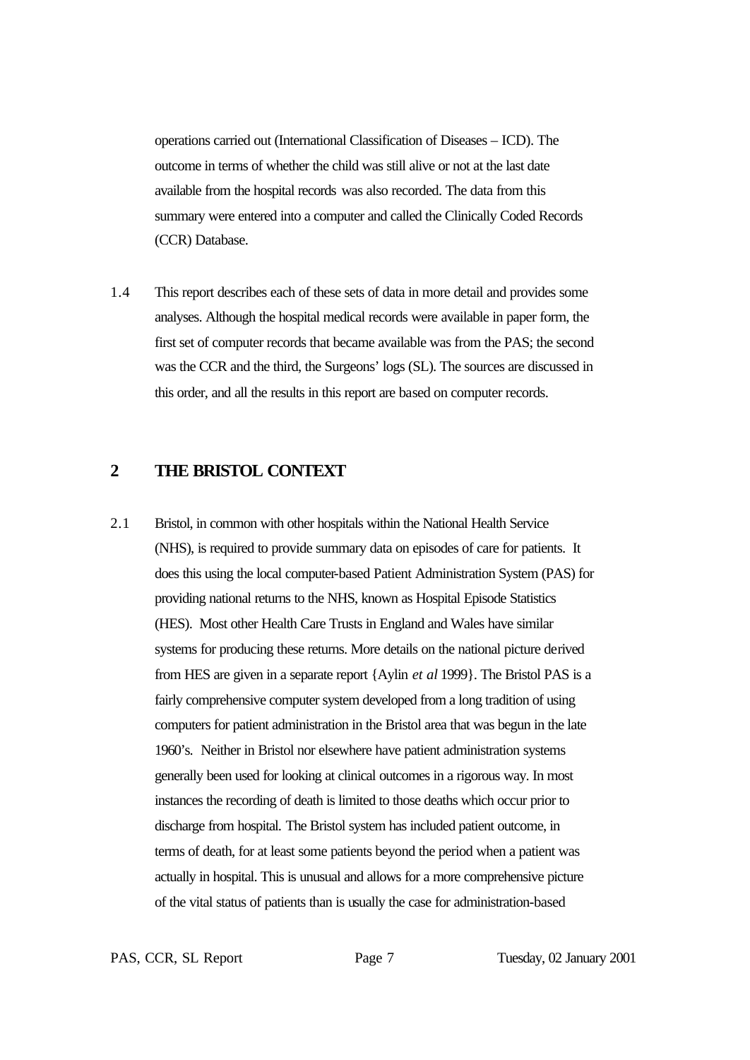operations carried out (International Classification of Diseases – ICD). The outcome in terms of whether the child was still alive or not at the last date available from the hospital records was also recorded. The data from this summary were entered into a computer and called the Clinically Coded Records (CCR) Database.

1.4 This report describes each of these sets of data in more detail and provides some analyses. Although the hospital medical records were available in paper form, the first set of computer records that became available was from the PAS; the second was the CCR and the third, the Surgeons' logs (SL). The sources are discussed in this order, and all the results in this report are based on computer records.

## 2 THE BRISTOL CONTEXT

2.1 Bristol, in common with other hospitals within the National Health Service (NHS), is required to provide summary data on episodes of care for patients. It does this using the local computer-based Patient Administration System (PAS) for providing national returns to the NHS, known as Hospital Episode Statistics (HES). Most other Health Care Trusts in England and Wales have similar systems for producing these returns. More details on the national picture derived from HES are given in a separate report {Aylin *et al* 1999}. The Bristol PAS is a fairly comprehensive computer system developed from a long tradition of using computers for patient administration in the Bristol area that was begun in the late 1960's. Neither in Bristol nor elsewhere have patient administration systems generally been used for looking at clinical outcomes in a rigorous way. In most instances the recording of death is limited to those deaths which occur prior to discharge from hospital. The Bristol system has included patient outcome, in terms of death, for at least some patients beyond the period when a patient was actually in hospital. This is unusual and allows for a more comprehensive picture of the vital status of patients than is usually the case for administration-based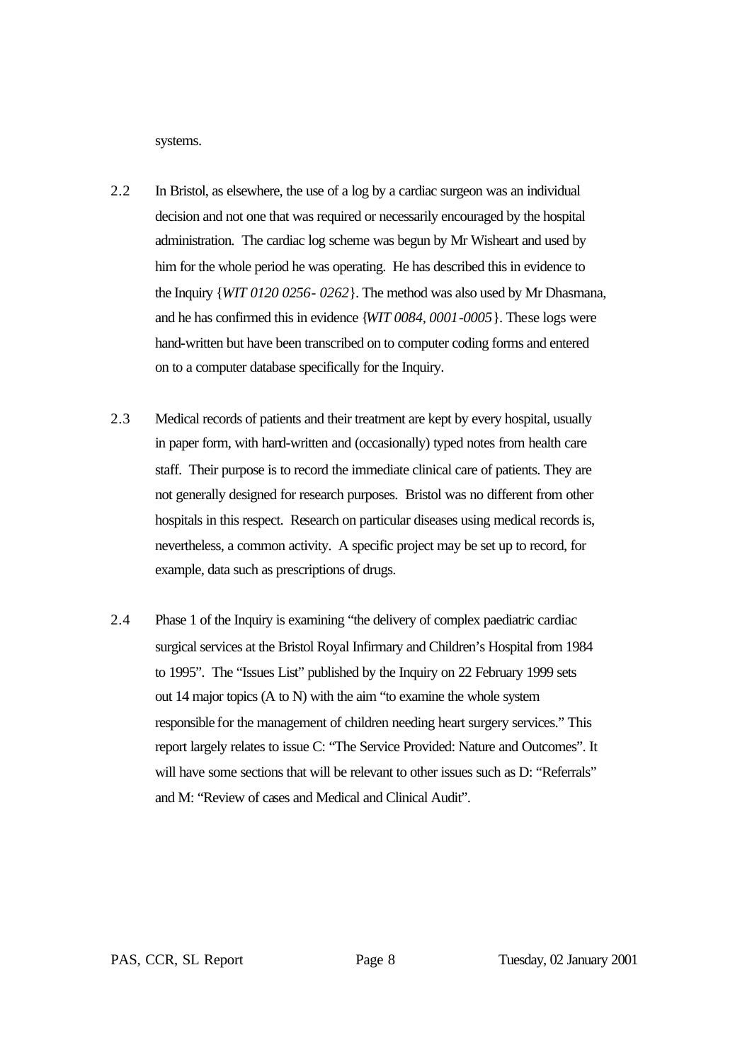systems.

2.2 In Bristol, as elsewhere, the use of a log by a cardiac surgeon was an individual decision and not one that was required or necessarily encouraged by the hospital administration. The cardiac log scheme was begun by Mr Wisheart and used by him for the whole period he was operating. He has described this in evidence to the Inquiry {*WIT 0120 0256- 0262*}. The method was also used by Mr Dhasmana, and he has confirmed this in evidence {*WIT 0084, 0001-0005*}. These logs were hand-written but have been transcribed on to computer coding forms and entered on to a computer database specifically for the Inquiry.

2.3 Medical records of patients and their treatment are kept by every hospital, usually in paper form, with hand-written and (occasionally) typed notes from health care staff. Their purpose is to record the immediate clinical care of patients. They are not generally designed for research purposes. Bristol was no different from other hospitals in this respect. Research on particular diseases using medical records is, nevertheless, a common activity. A specific project may be set up to record, for example, data such as prescriptions of drugs.

2.4 Phase 1 of the Inquiry is examining "the delivery of complex paediatric cardiac surgical services at the Bristol Royal Infirmary and Children's Hospital from 1984 to 1995". The "Issues List" published by the Inquiry on 22 February 1999 sets out 14 major topics (A to N) with the aim "to examine the whole system responsible for the management of children needing heart surgery services." This report largely relates to issue C: "The Service Provided: Nature and Outcomes". It will have some sections that will be relevant to other issues such as D: "Referrals" and M: "Review of cases and Medical and Clinical Audit".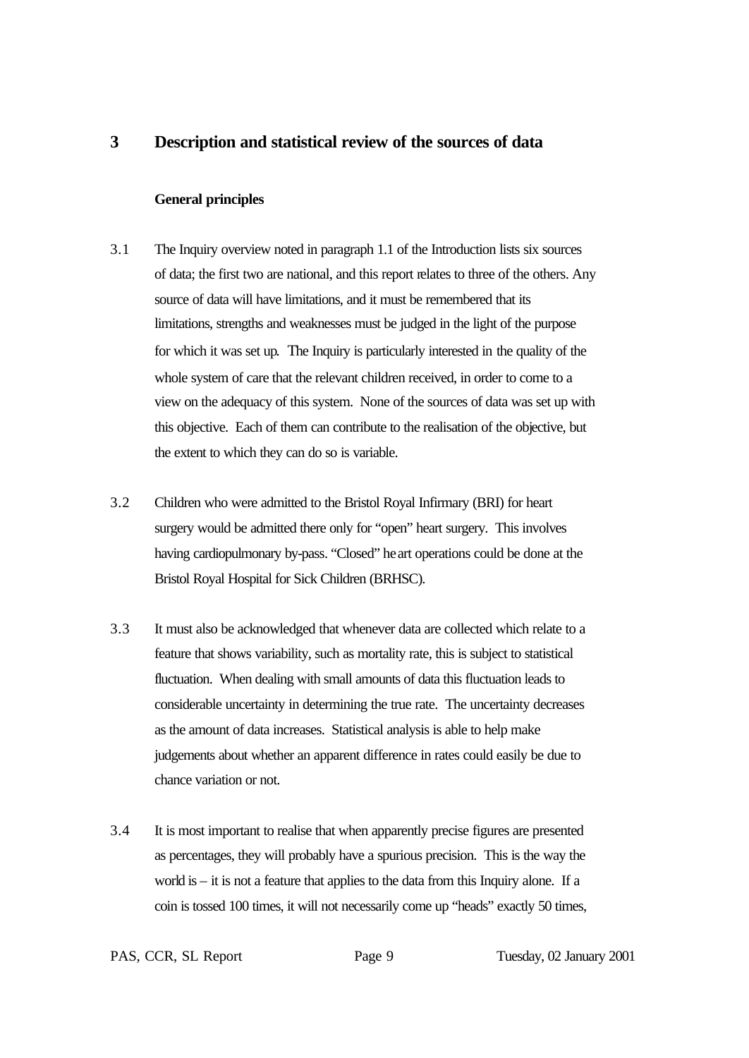# 3 Description and statistical review of the sources of data

### General principles

3.1 The Inquiry overview noted in paragraph 1.1 of the Introduction lists six sources of data; the first two are national, and this report relates to three of the others. Any source of data will have limitations, and it must be remembered that its limitations, strengths and weaknesses must be judged in the light of the purpose for which it was set up. The Inquiry is particularly interested in the quality of the whole system of care that the relevant children received, in order to come to a view on the adequacy of this system. None of the sources of data was set up with this objective. Each of them can contribute to the realisation of the objective, but the extent to which they can do so is variable.

3.2 Children who were admitted to the Bristol Royal Infirmary (BRI) for heart surgery would be admitted there only for "open" heart surgery. This involves having cardiopulmonary by-pass. "Closed" heart operations could be done at the Bristol Royal Hospital for Sick Children (BRHSC).

3.3 It must also be acknowledged that whenever data are collected which relate to a feature that shows variability, such as mortality rate, this is subject to statistical fluctuation. When dealing with small amounts of data this fluctuation leads to considerable uncertainty in determining the true rate. The uncertainty decreases as the amount of data increases. Statistical analysis is able to help make judgements about whether an apparent difference in rates could easily be due to chance variation or not.

3.4 It is most important to realise that when apparently precise figures are presented as percentages, they will probably have a spurious precision. This is the way the world is – it is not a feature that applies to the data from this Inquiry alone. If a coin is tossed 100 times, it will not necessarily come up "heads" exactly 50 times,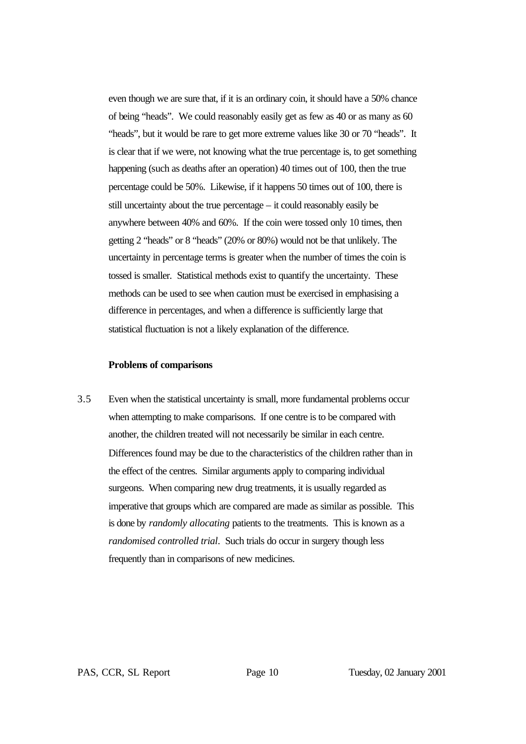even though we are sure that, if it is an ordinary coin, it should have a 50% chance of being "heads". We could reasonably easily get as few as 40 or as many as 60 "heads", but it would be rare to get more extreme values like 30 or 70 "heads". It is clear that if we were, not knowing what the true percentage is, to get something happening (such as deaths after an operation) 40 times out of 100, then the true percentage could be 50%. Likewise, if it happens 50 times out of 100, there is still uncertainty about the true percentage – it could reasonably easily be anywhere between 40% and 60%. If the coin were tossed only 10 times, then getting 2 "heads" or 8 "heads" (20% or 80%) would not be that unlikely. The uncertainty in percentage terms is greater when the number of times the coin is tossed is smaller. Statistical methods exist to quantify the uncertainty. These methods can be used to see when caution must be exercised in emphasising a difference in percentages, and when a difference is sufficiently large that statistical fluctuation is not a likely explanation of the difference.

**Problems of comparisons**

3.5 Even when the statistical uncertainty is small, more fundamental problems occur when attempting to make comparisons. If one centre is to be compared with another, the children treated will not necessarily be similar in each centre. Differences found may be due to the characteristics of the children rather than in the effect of the centres. Similar arguments apply to comparing individual surgeons. When comparing new drug treatments, it is usually regarded as imperative that groups which are compared are made as similar as possible. This is done by *randomly allocating* patients to the treatments. This is known as a *randomised controlled trial*. Such trials do occur in surgery though less frequently than in comparisons of new medicines.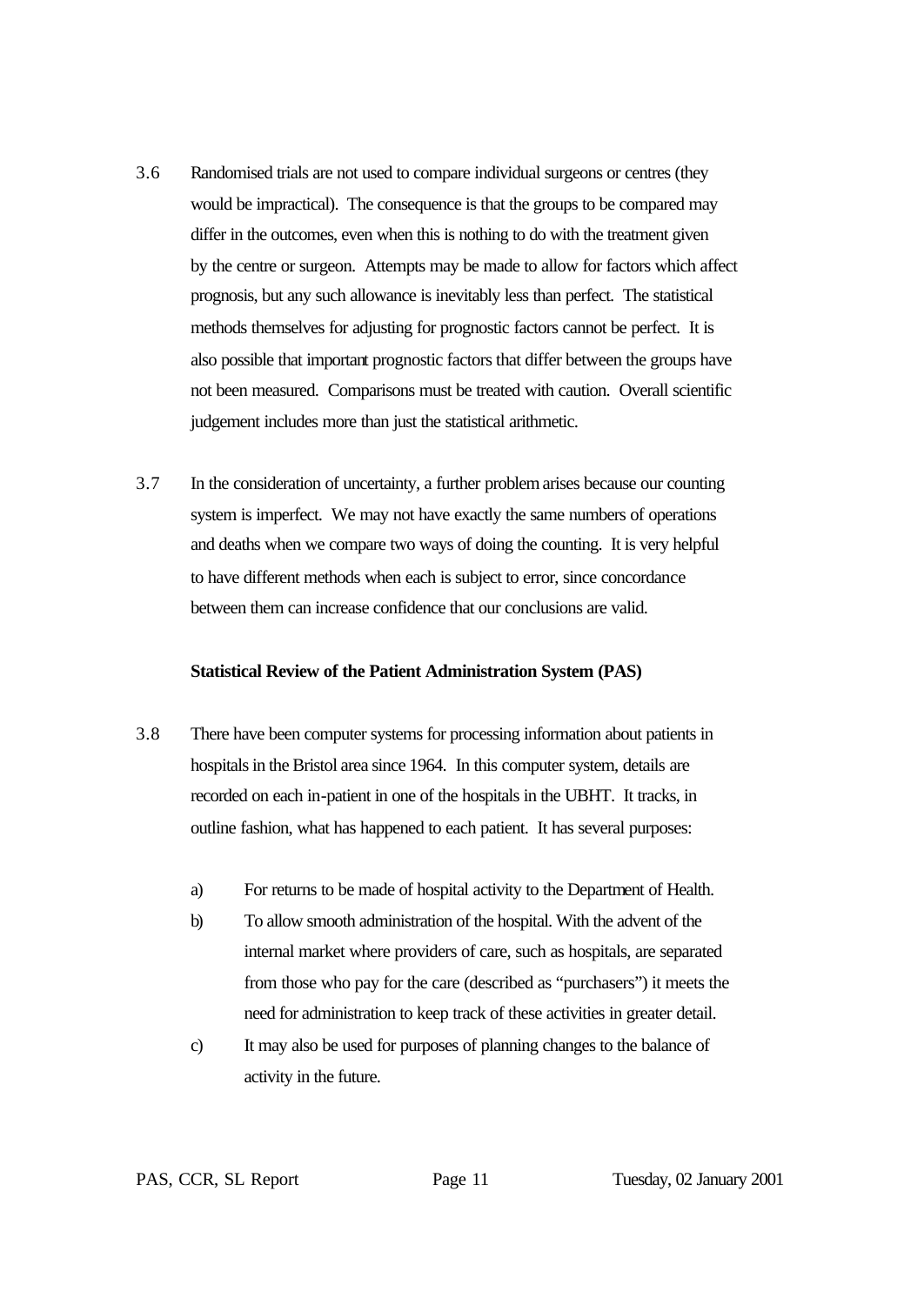3.6 Randomised trials are not used to compare individual surgeons or centres (they would be impractical). The consequence is that the groups to be compared may differ in the outcomes, even when this is nothing to do with the treatment given by the centre or surgeon. Attempts may be made to allow for factors which affect prognosis, but any such allowance is inevitably less than perfect. The statistical methods themselves for adjusting for prognostic factors cannot be perfect. It is also possible that important prognostic factors that differ between the groups have not been measured. Comparisons must be treated with caution. Overall scientific judgement includes more than just the statistical arithmetic.

3.7 In the consideration of uncertainty, a further problem arises because our counting system is imperfect. We may not have exactly the same numbers of operations and deaths when we compare two ways of doing the counting. It is very helpful to have different methods when each is subject to error, since concordance between them can increase confidence that our conclusions are valid.

**Statistical Review of the Patient Administration System (PAS)**

3.8 There have been computer systems for processing information about patients in hospitals in the Bristol area since 1964. In this computer system, details are recorded on each in-patient in one of the hospitals in the UBHT. It tracks, in outline fashion, what has happened to each patient. It has several purposes:

a) For returns to be made of hospital activity to the Department of Health.
b) To allow smooth administration of the hospital. With the advent of the internal market where providers of care, such as hospitals, are separated from those who pay for the care (described as "purchasers") it meets the need for administration to keep track of these activities in greater detail.
c) It may also be used for purposes of planning changes to the balance of activity in the future.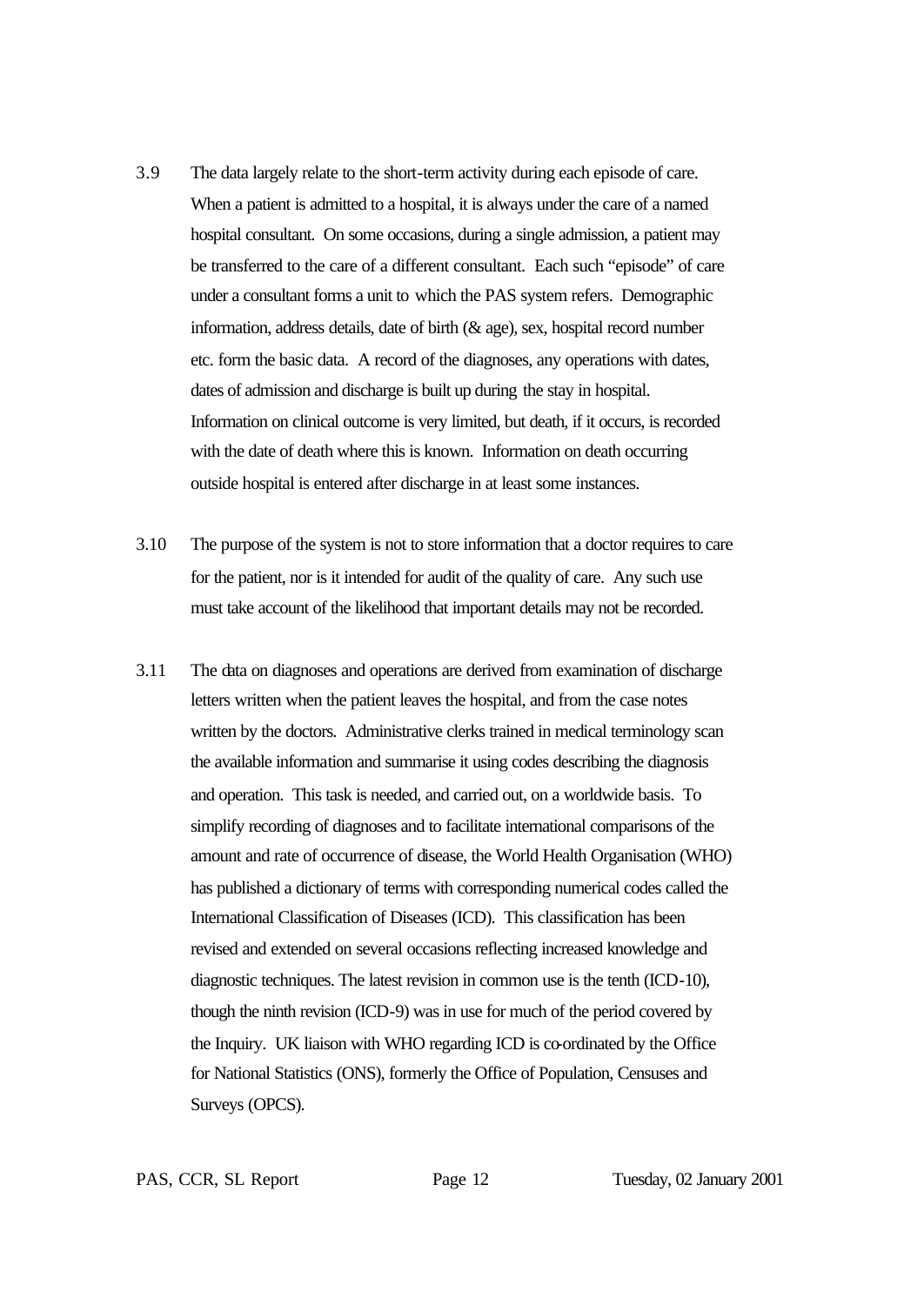3.9 The data largely relate to the short-term activity during each episode of care. When a patient is admitted to a hospital, it is always under the care of a named hospital consultant. On some occasions, during a single admission, a patient may be transferred to the care of a different consultant. Each such "episode" of care under a consultant forms a unit to which the PAS system refers. Demographic information, address details, date of birth (& age), sex, hospital record number etc. form the basic data. A record of the diagnoses, any operations with dates, dates of admission and discharge is built up during the stay in hospital. Information on clinical outcome is very limited, but death, if it occurs, is recorded with the date of death where this is known. Information on death occurring outside hospital is entered after discharge in at least some instances.

3.10 The purpose of the system is not to store information that a doctor requires to care for the patient, nor is it intended for audit of the quality of care. Any such use must take account of the likelihood that important details may not be recorded.

3.11 The data on diagnoses and operations are derived from examination of discharge letters written when the patient leaves the hospital, and from the case notes written by the doctors. Administrative clerks trained in medical terminology scan the available information and summarise it using codes describing the diagnosis and operation. This task is needed, and carried out, on a worldwide basis. To simplify recording of diagnoses and to facilitate international comparisons of the amount and rate of occurrence of disease, the World Health Organisation (WHO) has published a dictionary of terms with corresponding numerical codes called the International Classification of Diseases (ICD). This classification has been revised and extended on several occasions reflecting increased knowledge and diagnostic techniques. The latest revision in common use is the tenth (ICD-10), though the ninth revision (ICD-9) was in use for much of the period covered by the Inquiry. UK liaison with WHO regarding ICD is co-ordinated by the Office for National Statistics (ONS), formerly the Office of Population, Censuses and Surveys (OPCS).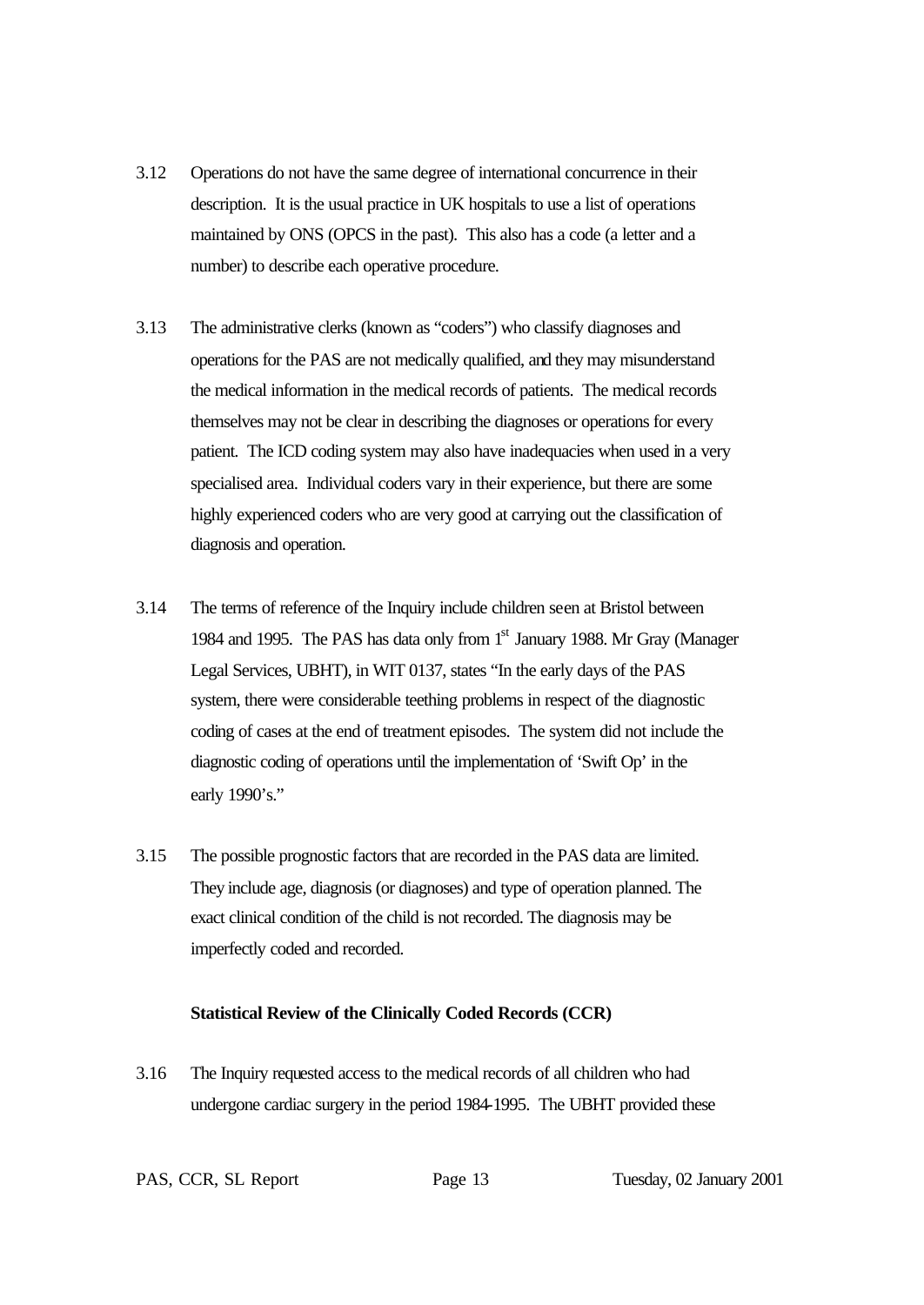3.12 Operations do not have the same degree of international concurrence in their description. It is the usual practice in UK hospitals to use a list of operations maintained by ONS (OPCS in the past). This also has a code (a letter and a number) to describe each operative procedure.

3.13 The administrative clerks (known as "coders") who classify diagnoses and operations for the PAS are not medically qualified, and they may misunderstand the medical information in the medical records of patients. The medical records themselves may not be clear in describing the diagnoses or operations for every patient. The ICD coding system may also have inadequacies when used in a very specialised area. Individual coders vary in their experience, but there are some highly experienced coders who are very good at carrying out the classification of diagnosis and operation.

3.14 The terms of reference of the Inquiry include children seen at Bristol between 1984 and 1995. The PAS has data only from 1st January 1988. Mr Gray (Manager Legal Services, UBHT), in WIT 0137, states "In the early days of the PAS system, there were considerable teething problems in respect of the diagnostic coding of cases at the end of treatment episodes. The system did not include the diagnostic coding of operations until the implementation of 'Swift Op' in the early 1990's."

3.15 The possible prognostic factors that are recorded in the PAS data are limited. They include age, diagnosis (or diagnoses) and type of operation planned. The exact clinical condition of the child is not recorded. The diagnosis may be imperfectly coded and recorded.

**Statistical Review of the Clinically Coded Records (CCR)**

3.16 The Inquiry requested access to the medical records of all children who had undergone cardiac surgery in the period 1984-1995. The UBHT provided these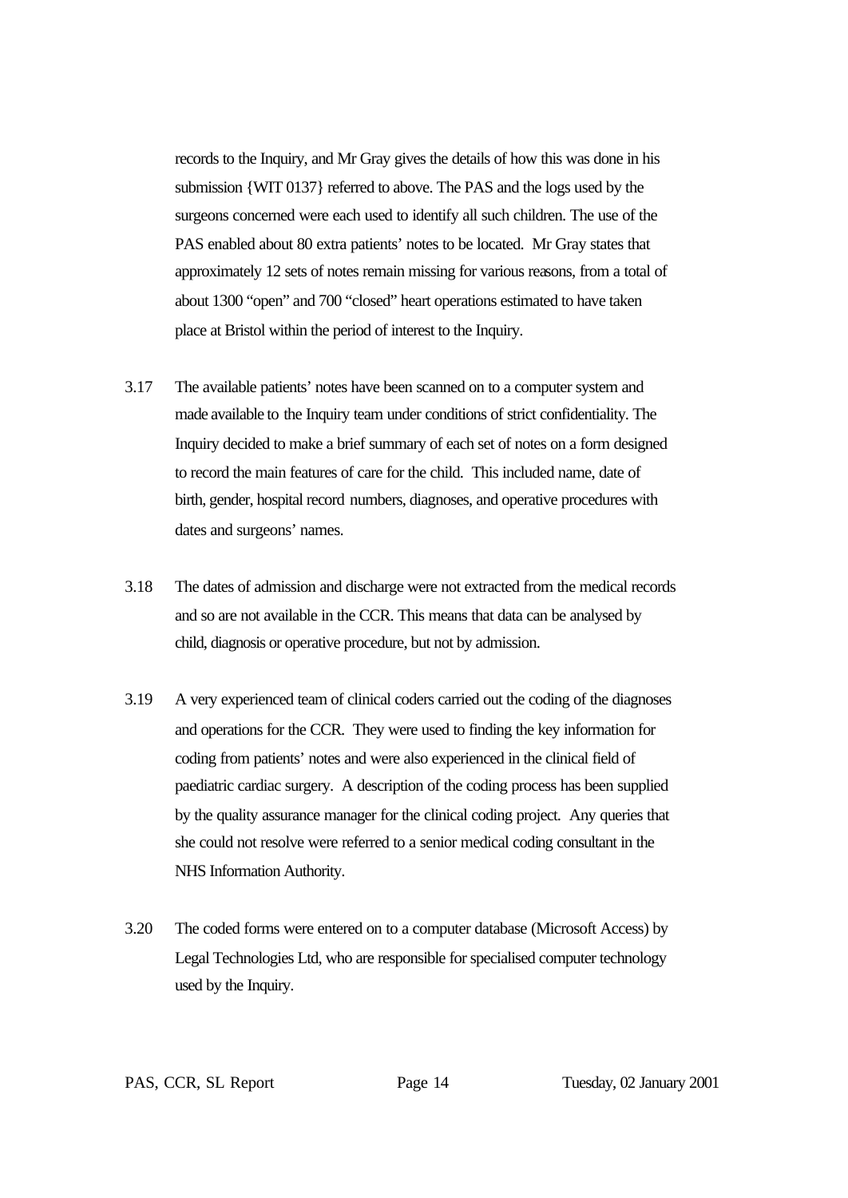records to the Inquiry, and Mr Gray gives the details of how this was done in his submission {WIT 0137} referred to above. The PAS and the logs used by the surgeons concerned were each used to identify all such children. The use of the PAS enabled about 80 extra patients' notes to be located. Mr Gray states that approximately 12 sets of notes remain missing for various reasons, from a total of about 1300 "open" and 700 "closed" heart operations estimated to have taken place at Bristol within the period of interest to the Inquiry.

3.17 The available patients' notes have been scanned on to a computer system and made available to the Inquiry team under conditions of strict confidentiality. The Inquiry decided to make a brief summary of each set of notes on a form designed to record the main features of care for the child. This included name, date of birth, gender, hospital record numbers, diagnoses, and operative procedures with dates and surgeons' names.

3.18 The dates of admission and discharge were not extracted from the medical records and so are not available in the CCR. This means that data can be analysed by child, diagnosis or operative procedure, but not by admission.

3.19 A very experienced team of clinical coders carried out the coding of the diagnoses and operations for the CCR. They were used to finding the key information for coding from patients' notes and were also experienced in the clinical field of paediatric cardiac surgery. A description of the coding process has been supplied by the quality assurance manager for the clinical coding project. Any queries that she could not resolve were referred to a senior medical coding consultant in the NHS Information Authority.

3.20 The coded forms were entered on to a computer database (Microsoft Access) by Legal Technologies Ltd, who are responsible for specialised computer technology used by the Inquiry.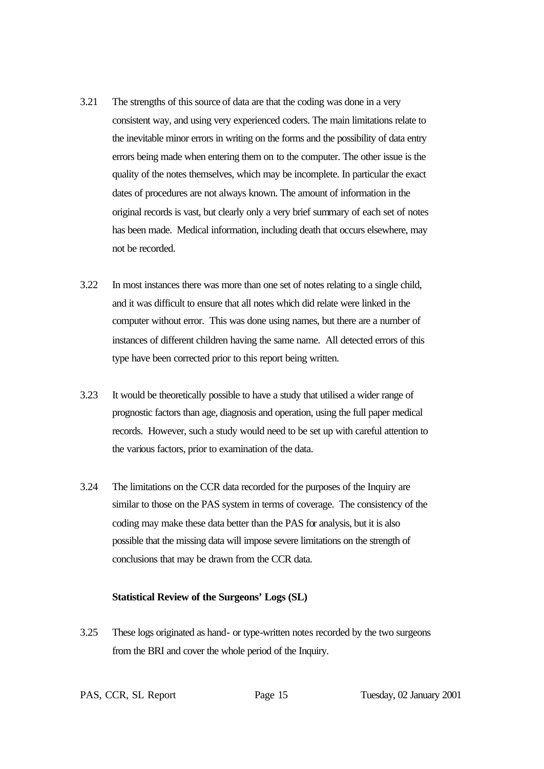3.21 The strengths of this source of data are that the coding was done in a very consistent way, and using very experienced coders. The main limitations relate to the inevitable minor errors in writing on the forms and the possibility of data entry errors being made when entering them on to the computer. The other issue is the quality of the notes themselves, which may be incomplete. In particular the exact dates of procedures are not always known. The amount of information in the original records is vast, but clearly only a very brief summary of each set of notes has been made. Medical information, including death that occurs elsewhere, may not be recorded.

3.22 In most instances there was more than one set of notes relating to a single child, and it was difficult to ensure that all notes which did relate were linked in the computer without error. This was done using names, but there are a number of instances of different children having the same name. All detected errors of this type have been corrected prior to this report being written.

3.23 It would be theoretically possible to have a study that utilised a wider range of prognostic factors than age, diagnosis and operation, using the full paper medical records. However, such a study would need to be set up with careful attention to the various factors, prior to examination of the data.

3.24 The limitations on the CCR data recorded for the purposes of the Inquiry are similar to those on the PAS system in terms of coverage. The consistency of the coding may make these data better than the PAS for analysis, but it is also possible that the missing data will impose severe limitations on the strength of conclusions that may be drawn from the CCR data.

**Statistical Review of the Surgeons' Logs (SL)**

3.25 These logs originated as hand- or type-written notes recorded by the two surgeons from the BRI and cover the whole period of the Inquiry.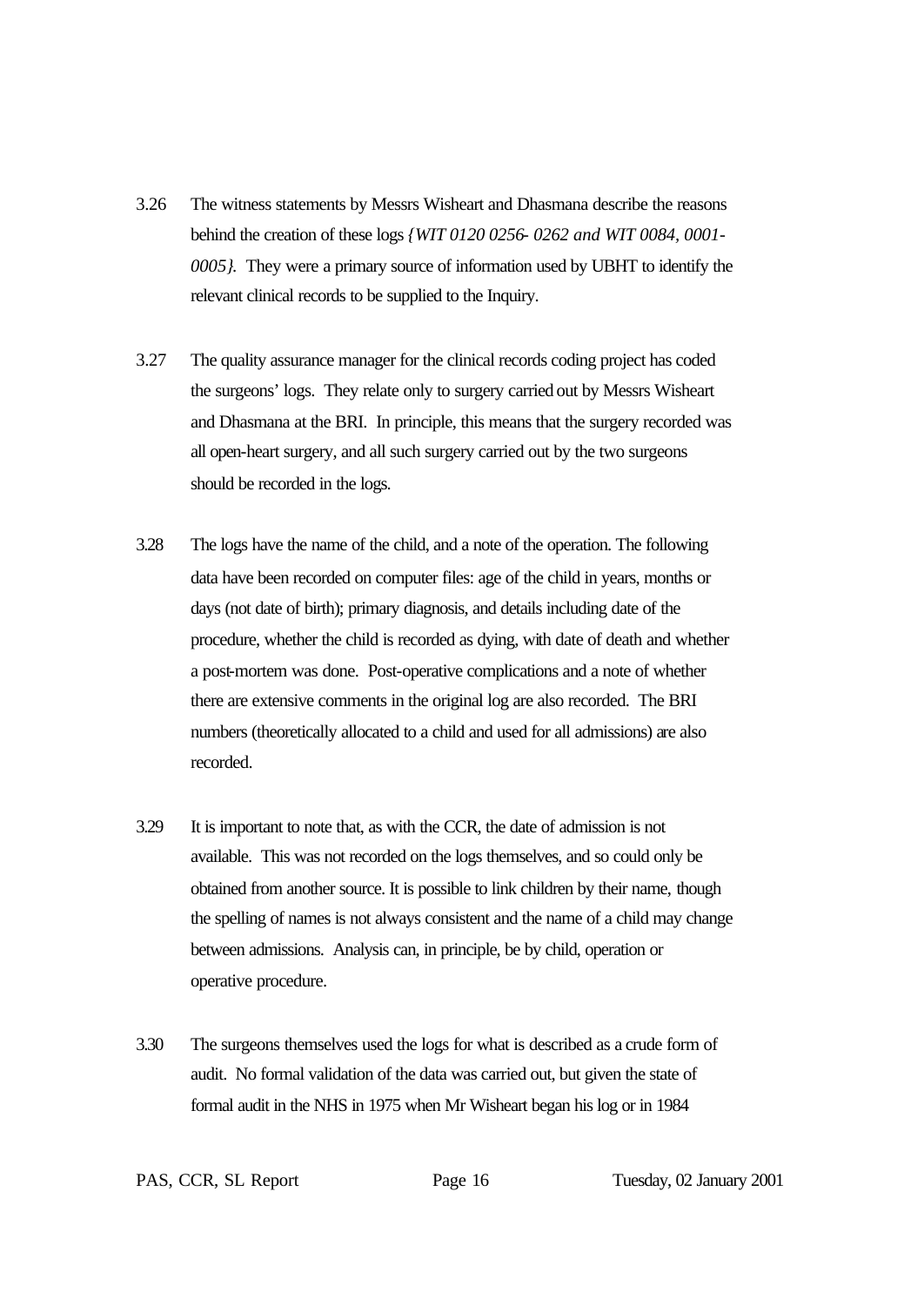3.26 The witness statements by Messrs Wisheart and Dhasmana describe the reasons behind the creation of these logs *{WIT 0120 0256- 0262 and WIT 0084, 0001-0005}.* They were a primary source of information used by UBHT to identify the relevant clinical records to be supplied to the Inquiry.

3.27 The quality assurance manager for the clinical records coding project has coded the surgeons' logs. They relate only to surgery carried out by Messrs Wisheart and Dhasmana at the BRI. In principle, this means that the surgery recorded was all open-heart surgery, and all such surgery carried out by the two surgeons should be recorded in the logs.

3.28 The logs have the name of the child, and a note of the operation. The following data have been recorded on computer files: age of the child in years, months or days (not date of birth); primary diagnosis, and details including date of the procedure, whether the child is recorded as dying, with date of death and whether a post-mortem was done. Post-operative complications and a note of whether there are extensive comments in the original log are also recorded. The BRI numbers (theoretically allocated to a child and used for all admissions) are also recorded.

3.29 It is important to note that, as with the CCR, the date of admission is not available. This was not recorded on the logs themselves, and so could only be obtained from another source. It is possible to link children by their name, though the spelling of names is not always consistent and the name of a child may change between admissions. Analysis can, in principle, be by child, operation or operative procedure.

3.30 The surgeons themselves used the logs for what is described as a crude form of audit. No formal validation of the data was carried out, but given the state of formal audit in the NHS in 1975 when Mr Wisheart began his log or in 1984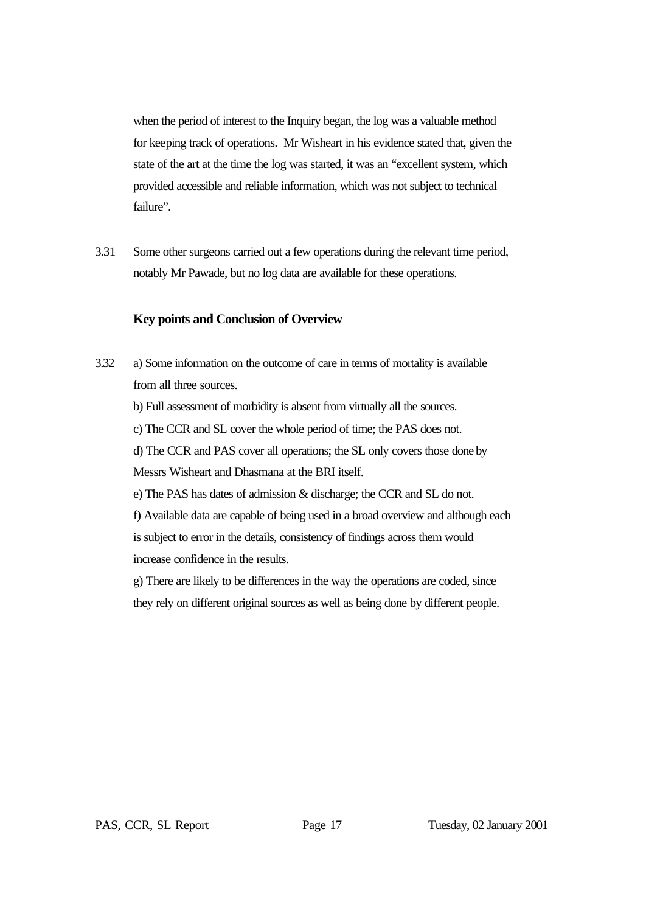when the period of interest to the Inquiry began, the log was a valuable method for keeping track of operations. Mr Wisheart in his evidence stated that, given the state of the art at the time the log was started, it was an "excellent system, which provided accessible and reliable information, which was not subject to technical failure".

3.31 Some other surgeons carried out a few operations during the relevant time period, notably Mr Pawade, but no log data are available for these operations.

**Key points and Conclusion of Overview**

3.32 a) Some information on the outcome of care in terms of mortality is available from all three sources.

b) Full assessment of morbidity is absent from virtually all the sources.

c) The CCR and SL cover the whole period of time; the PAS does not.

d) The CCR and PAS cover all operations; the SL only covers those done by Messrs Wisheart and Dhasmana at the BRI itself.

e) The PAS has dates of admission & discharge; the CCR and SL do not.

f) Available data are capable of being used in a broad overview and although each is subject to error in the details, consistency of findings across them would increase confidence in the results.

g) There are likely to be differences in the way the operations are coded, since they rely on different original sources as well as being done by different people.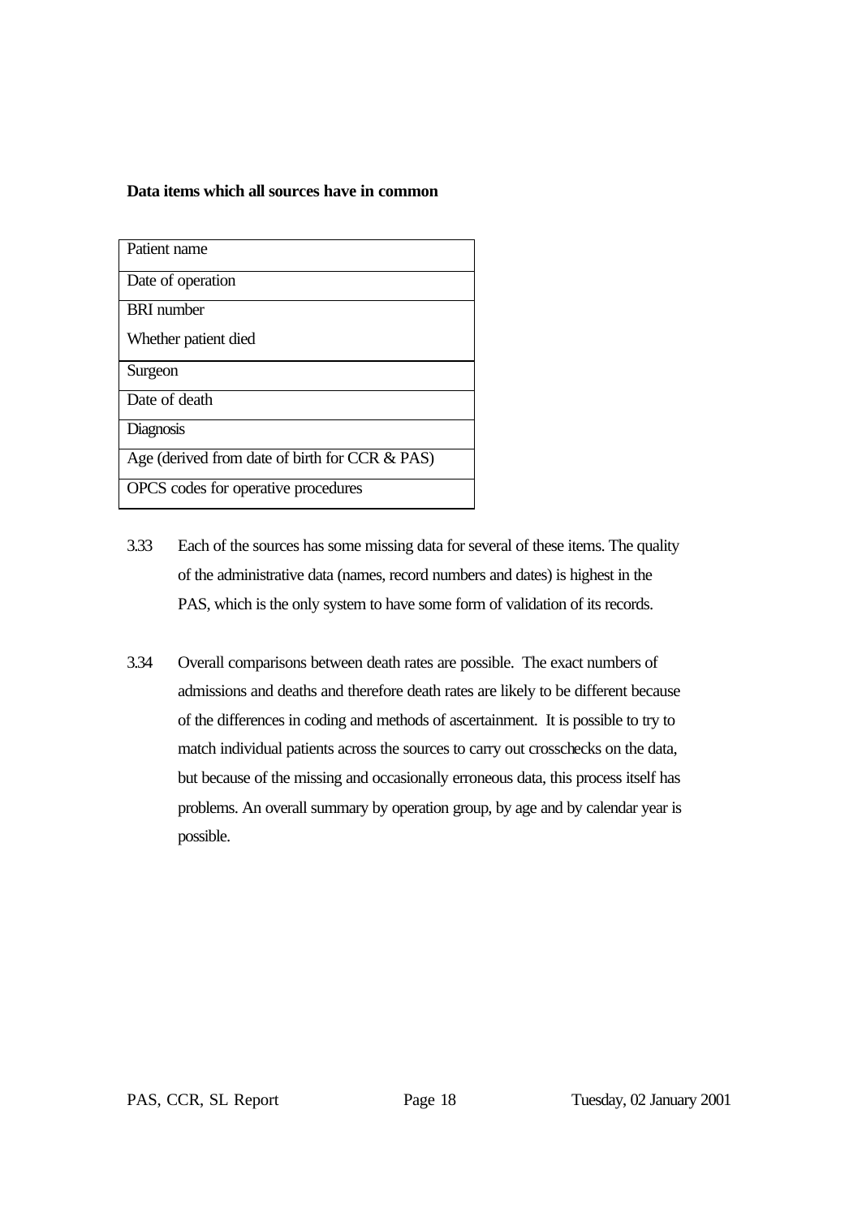**Data items which all sources have in common**

| Patient name |
|---|
| Date of operation |
| BRI number<br>Whether patient died |
| Surgeon |
| Date of death |
| Diagnosis |
| Age (derived from date of birth for CCR & PAS) |
| OPCS codes for operative procedures |

3.33 Each of the sources has some missing data for several of these items. The quality of the administrative data (names, record numbers and dates) is highest in the PAS, which is the only system to have some form of validation of its records.

3.34 Overall comparisons between death rates are possible. The exact numbers of admissions and deaths and therefore death rates are likely to be different because of the differences in coding and methods of ascertainment. It is possible to try to match individual patients across the sources to carry out crosschecks on the data, but because of the missing and occasionally erroneous data, this process itself has problems. An overall summary by operation group, by age and by calendar year is possible.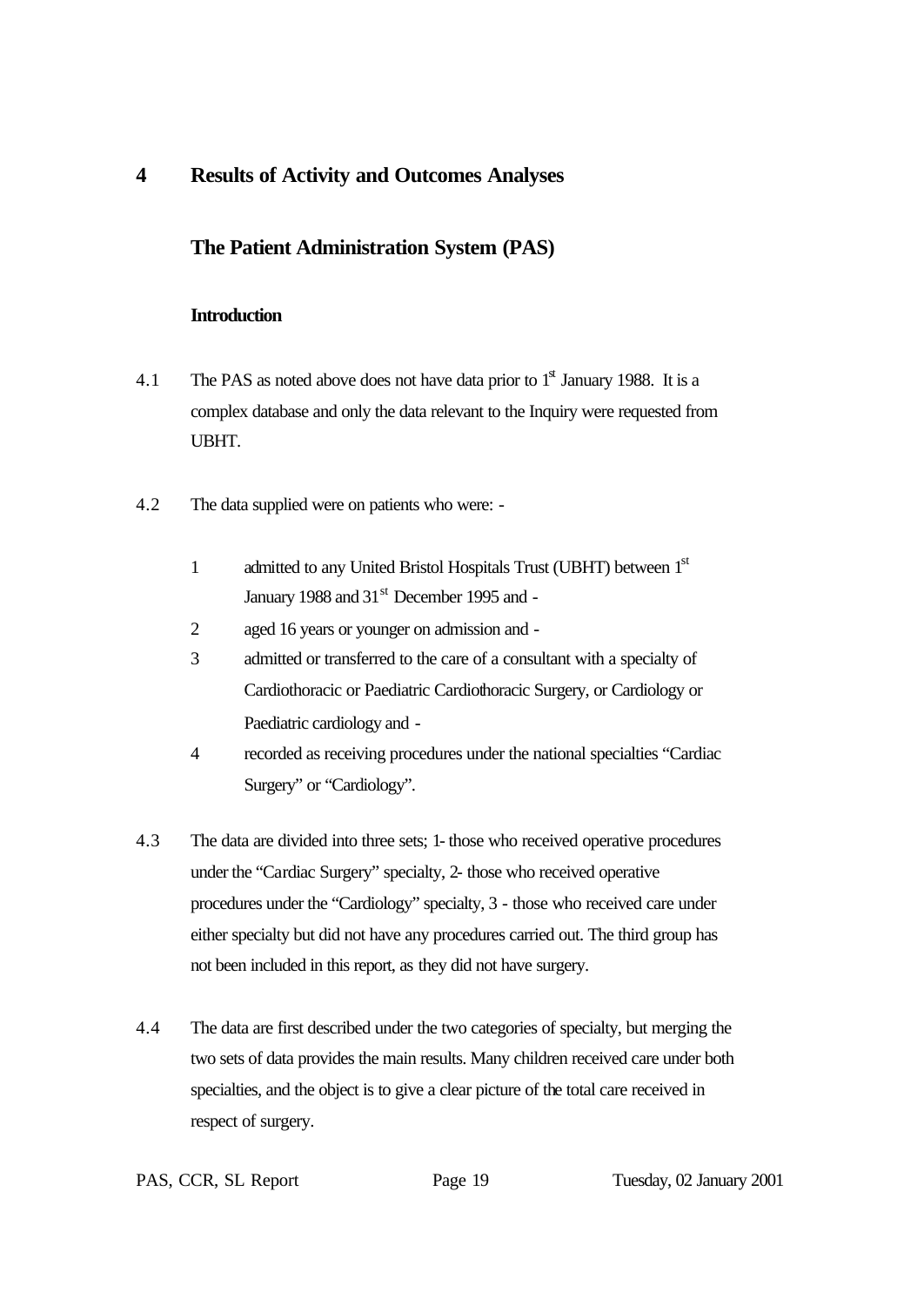# 4 Results of Activity and Outcomes Analyses

## The Patient Administration System (PAS)

### Introduction

4.1 The PAS as noted above does not have data prior to 1st January 1988. It is a complex database and only the data relevant to the Inquiry were requested from UBHT.

4.2 The data supplied were on patients who were: -

1. admitted to any United Bristol Hospitals Trust (UBHT) between 1st January 1988 and 31st December 1995 and -
2. aged 16 years or younger on admission and -
3. admitted or transferred to the care of a consultant with a specialty of Cardiothoracic or Paediatric Cardiothoracic Surgery, or Cardiology or Paediatric cardiology and -
4. recorded as receiving procedures under the national specialties "Cardiac Surgery" or "Cardiology".

4.3 The data are divided into three sets; 1- those who received operative procedures under the "Cardiac Surgery" specialty, 2- those who received operative procedures under the "Cardiology" specialty, 3 - those who received care under either specialty but did not have any procedures carried out. The third group has not been included in this report, as they did not have surgery.

4.4 The data are first described under the two categories of specialty, but merging the two sets of data provides the main results. Many children received care under both specialties, and the object is to give a clear picture of the total care received in respect of surgery.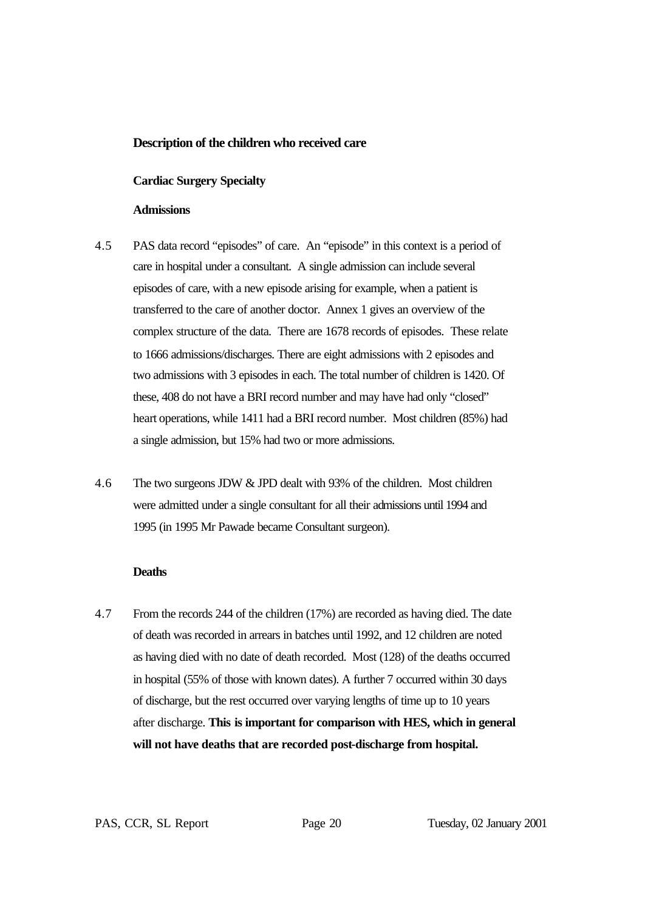### Description of the children who received care

#### Cardiac Surgery Specialty

#### Admissions

4.5 PAS data record "episodes" of care. An "episode" in this context is a period of care in hospital under a consultant. A single admission can include several episodes of care, with a new episode arising for example, when a patient is transferred to the care of another doctor. Annex 1 gives an overview of the complex structure of the data. There are 1678 records of episodes. These relate to 1666 admissions/discharges. There are eight admissions with 2 episodes and two admissions with 3 episodes in each. The total number of children is 1420. Of these, 408 do not have a BRI record number and may have had only "closed" heart operations, while 1411 had a BRI record number. Most children (85%) had a single admission, but 15% had two or more admissions.

4.6 The two surgeons JDW & JPD dealt with 93% of the children. Most children were admitted under a single consultant for all their admissions until 1994 and 1995 (in 1995 Mr Pawade became Consultant surgeon).

#### Deaths

4.7 From the records 244 of the children (17%) are recorded as having died. The date of death was recorded in arrears in batches until 1992, and 12 children are noted as having died with no date of death recorded. Most (128) of the deaths occurred in hospital (55% of those with known dates). A further 7 occurred within 30 days of discharge, but the rest occurred over varying lengths of time up to 10 years after discharge. **This is important for comparison with HES, which in general will not have deaths that are recorded post-discharge from hospital.**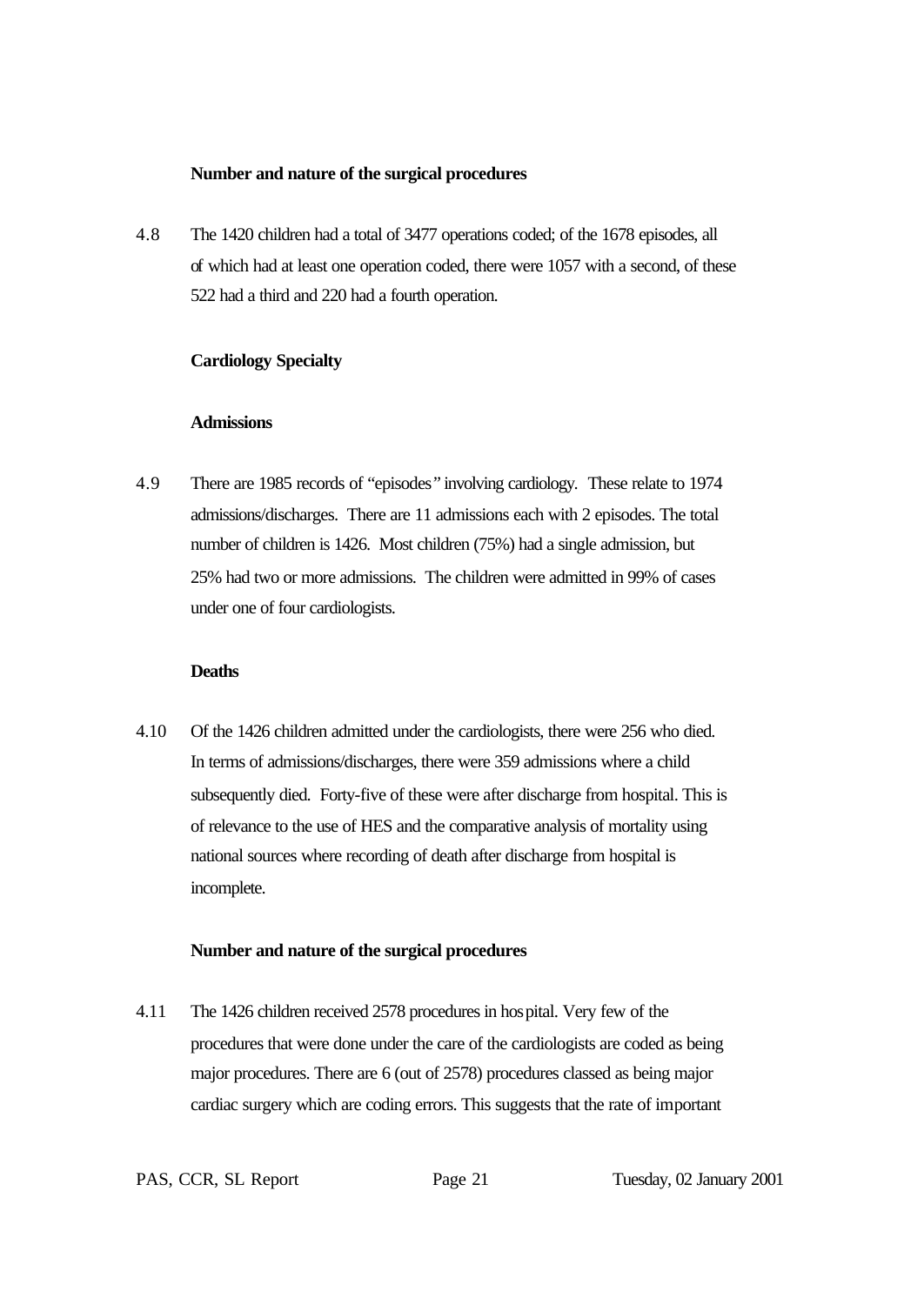**Number and nature of the surgical procedures**

4.8 The 1420 children had a total of 3477 operations coded; of the 1678 episodes, all of which had at least one operation coded, there were 1057 with a second, of these 522 had a third and 220 had a fourth operation.

**Cardiology Specialty**

**Admissions**

4.9 There are 1985 records of "episodes" involving cardiology. These relate to 1974 admissions/discharges. There are 11 admissions each with 2 episodes. The total number of children is 1426. Most children (75%) had a single admission, but 25% had two or more admissions. The children were admitted in 99% of cases under one of four cardiologists.

**Deaths**

4.10 Of the 1426 children admitted under the cardiologists, there were 256 who died. In terms of admissions/discharges, there were 359 admissions where a child subsequently died. Forty-five of these were after discharge from hospital. This is of relevance to the use of HES and the comparative analysis of mortality using national sources where recording of death after discharge from hospital is incomplete.

**Number and nature of the surgical procedures**

4.11 The 1426 children received 2578 procedures in hospital. Very few of the procedures that were done under the care of the cardiologists are coded as being major procedures. There are 6 (out of 2578) procedures classed as being major cardiac surgery which are coding errors. This suggests that the rate of important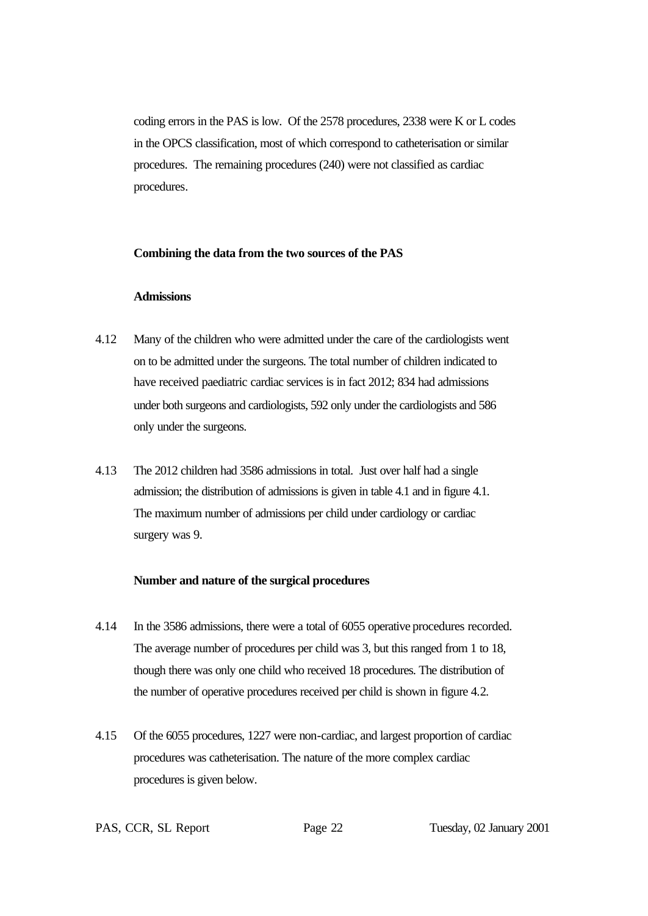coding errors in the PAS is low. Of the 2578 procedures, 2338 were K or L codes in the OPCS classification, most of which correspond to catheterisation or similar procedures. The remaining procedures (240) were not classified as cardiac procedures.

**Combining the data from the two sources of the PAS**

**Admissions**

4.12 Many of the children who were admitted under the care of the cardiologists went on to be admitted under the surgeons. The total number of children indicated to have received paediatric cardiac services is in fact 2012; 834 had admissions under both surgeons and cardiologists, 592 only under the cardiologists and 586 only under the surgeons.

4.13 The 2012 children had 3586 admissions in total. Just over half had a single admission; the distribution of admissions is given in table 4.1 and in figure 4.1. The maximum number of admissions per child under cardiology or cardiac surgery was 9.

**Number and nature of the surgical procedures**

4.14 In the 3586 admissions, there were a total of 6055 operative procedures recorded. The average number of procedures per child was 3, but this ranged from 1 to 18, though there was only one child who received 18 procedures. The distribution of the number of operative procedures received per child is shown in figure 4.2.

4.15 Of the 6055 procedures, 1227 were non-cardiac, and largest proportion of cardiac procedures was catheterisation. The nature of the more complex cardiac procedures is given below.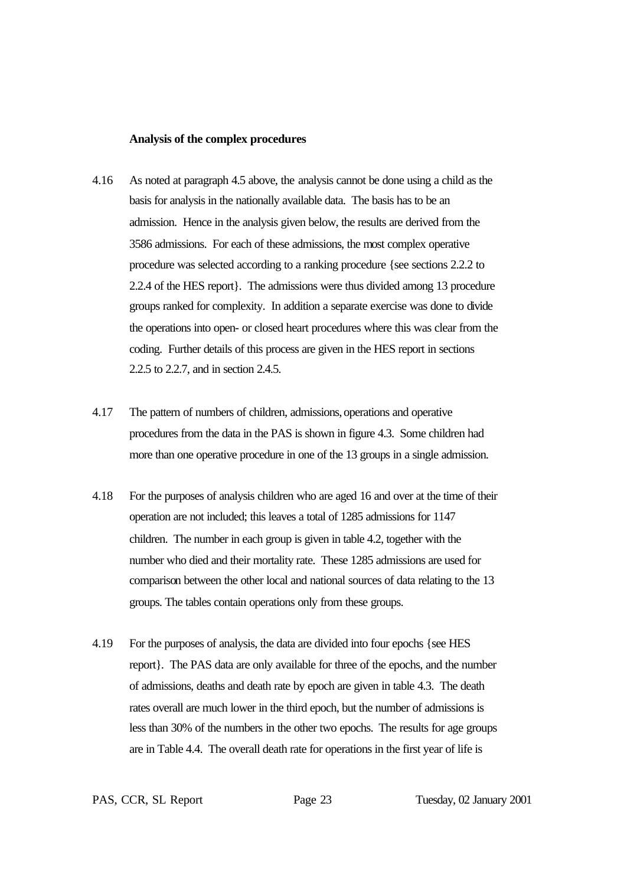**Analysis of the complex procedures**

4.16 As noted at paragraph 4.5 above, the analysis cannot be done using a child as the basis for analysis in the nationally available data. The basis has to be an admission. Hence in the analysis given below, the results are derived from the 3586 admissions. For each of these admissions, the most complex operative procedure was selected according to a ranking procedure {see sections 2.2.2 to 2.2.4 of the HES report}. The admissions were thus divided among 13 procedure groups ranked for complexity. In addition a separate exercise was done to divide the operations into open- or closed heart procedures where this was clear from the coding. Further details of this process are given in the HES report in sections 2.2.5 to 2.2.7, and in section 2.4.5.

4.17 The pattern of numbers of children, admissions, operations and operative procedures from the data in the PAS is shown in figure 4.3. Some children had more than one operative procedure in one of the 13 groups in a single admission.

4.18 For the purposes of analysis children who are aged 16 and over at the time of their operation are not included; this leaves a total of 1285 admissions for 1147 children. The number in each group is given in table 4.2, together with the number who died and their mortality rate. These 1285 admissions are used for comparison between the other local and national sources of data relating to the 13 groups. The tables contain operations only from these groups.

4.19 For the purposes of analysis, the data are divided into four epochs {see HES report}. The PAS data are only available for three of the epochs, and the number of admissions, deaths and death rate by epoch are given in table 4.3. The death rates overall are much lower in the third epoch, but the number of admissions is less than 30% of the numbers in the other two epochs. The results for age groups are in Table 4.4. The overall death rate for operations in the first year of life is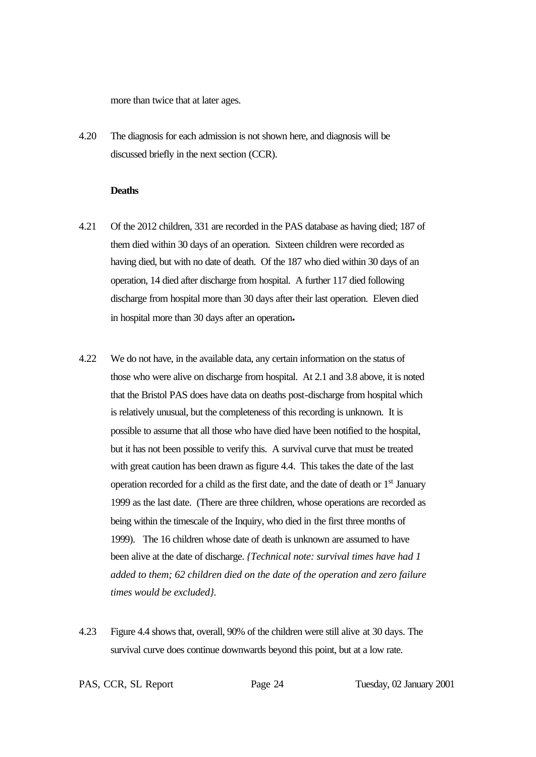more than twice that at later ages.

4.20 The diagnosis for each admission is not shown here, and diagnosis will be discussed briefly in the next section (CCR).

**Deaths**

4.21 Of the 2012 children, 331 are recorded in the PAS database as having died; 187 of them died within 30 days of an operation. Sixteen children were recorded as having died, but with no date of death. Of the 187 who died within 30 days of an operation, 14 died after discharge from hospital. A further 117 died following discharge from hospital more than 30 days after their last operation. Eleven died in hospital more than 30 days after an operation**.**

4.22 We do not have, in the available data, any certain information on the status of those who were alive on discharge from hospital. At 2.1 and 3.8 above, it is noted that the Bristol PAS does have data on deaths post-discharge from hospital which is relatively unusual, but the completeness of this recording is unknown. It is possible to assume that all those who have died have been notified to the hospital, but it has not been possible to verify this. A survival curve that must be treated with great caution has been drawn as figure 4.4. This takes the date of the last operation recorded for a child as the first date, and the date of death or 1st January 1999 as the last date. (There are three children, whose operations are recorded as being within the timescale of the Inquiry, who died in the first three months of 1999). The 16 children whose date of death is unknown are assumed to have been alive at the date of discharge. *{Technical note: survival times have had 1 added to them; 62 children died on the date of the operation and zero failure times would be excluded}.*

4.23 Figure 4.4 shows that, overall, 90% of the children were still alive at 30 days. The survival curve does continue downwards beyond this point, but at a low rate.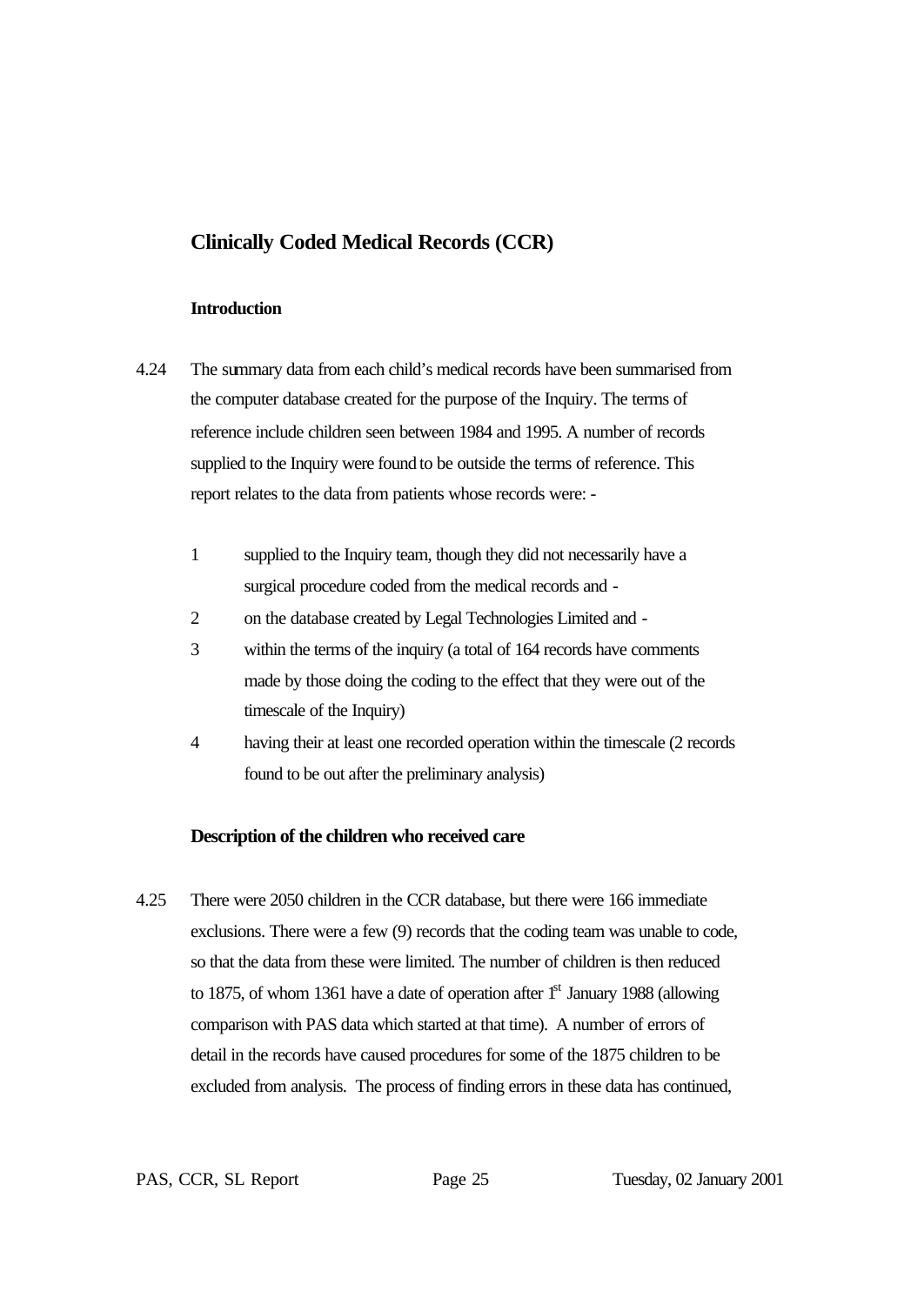## Clinically Coded Medical Records (CCR)

### Introduction

4.24 The summary data from each child's medical records have been summarised from the computer database created for the purpose of the Inquiry. The terms of reference include children seen between 1984 and 1995. A number of records supplied to the Inquiry were found to be outside the terms of reference. This report relates to the data from patients whose records were: -

1. supplied to the Inquiry team, though they did not necessarily have a surgical procedure coded from the medical records and -
2. on the database created by Legal Technologies Limited and -
3. within the terms of the inquiry (a total of 164 records have comments made by those doing the coding to the effect that they were out of the timescale of the Inquiry)
4. having their at least one recorded operation within the timescale (2 records found to be out after the preliminary analysis)

### Description of the children who received care

4.25 There were 2050 children in the CCR database, but there were 166 immediate exclusions. There were a few (9) records that the coding team was unable to code, so that the data from these were limited. The number of children is then reduced to 1875, of whom 1361 have a date of operation after 1st January 1988 (allowing comparison with PAS data which started at that time). A number of errors of detail in the records have caused procedures for some of the 1875 children to be excluded from analysis. The process of finding errors in these data has continued,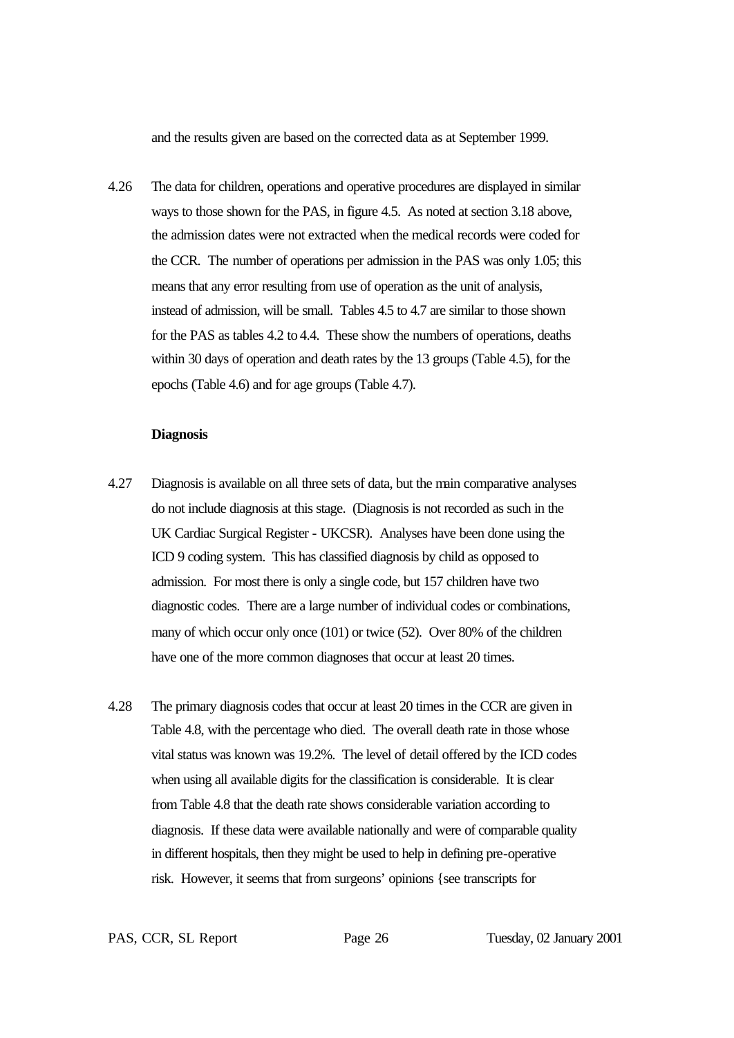and the results given are based on the corrected data as at September 1999.

4.26 The data for children, operations and operative procedures are displayed in similar ways to those shown for the PAS, in figure 4.5. As noted at section 3.18 above, the admission dates were not extracted when the medical records were coded for the CCR. The number of operations per admission in the PAS was only 1.05; this means that any error resulting from use of operation as the unit of analysis, instead of admission, will be small. Tables 4.5 to 4.7 are similar to those shown for the PAS as tables 4.2 to 4.4. These show the numbers of operations, deaths within 30 days of operation and death rates by the 13 groups (Table 4.5), for the epochs (Table 4.6) and for age groups (Table 4.7).

**Diagnosis**

4.27 Diagnosis is available on all three sets of data, but the main comparative analyses do not include diagnosis at this stage. (Diagnosis is not recorded as such in the UK Cardiac Surgical Register - UKCSR). Analyses have been done using the ICD 9 coding system. This has classified diagnosis by child as opposed to admission. For most there is only a single code, but 157 children have two diagnostic codes. There are a large number of individual codes or combinations, many of which occur only once (101) or twice (52). Over 80% of the children have one of the more common diagnoses that occur at least 20 times.

4.28 The primary diagnosis codes that occur at least 20 times in the CCR are given in Table 4.8, with the percentage who died. The overall death rate in those whose vital status was known was 19.2%. The level of detail offered by the ICD codes when using all available digits for the classification is considerable. It is clear from Table 4.8 that the death rate shows considerable variation according to diagnosis. If these data were available nationally and were of comparable quality in different hospitals, then they might be used to help in defining pre-operative risk. However, it seems that from surgeons' opinions {see transcripts for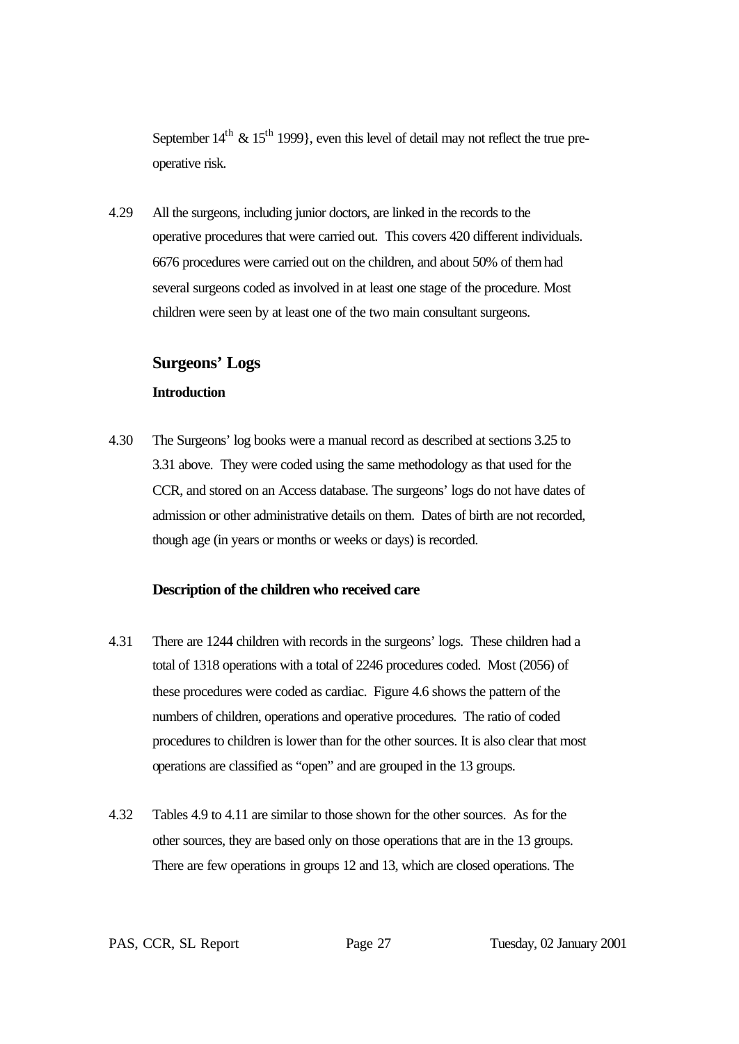September $14^{th}$ & $15^{th}$ 1999}, even this level of detail may not reflect the true pre-operative risk.

4.29 All the surgeons, including junior doctors, are linked in the records to the operative procedures that were carried out. This covers 420 different individuals. 6676 procedures were carried out on the children, and about 50% of them had several surgeons coded as involved in at least one stage of the procedure. Most children were seen by at least one of the two main consultant surgeons.

## Surgeons' Logs

### Introduction

4.30 The Surgeons' log books were a manual record as described at sections 3.25 to 3.31 above. They were coded using the same methodology as that used for the CCR, and stored on an Access database. The surgeons' logs do not have dates of admission or other administrative details on them. Dates of birth are not recorded, though age (in years or months or weeks or days) is recorded.

### Description of the children who received care

4.31 There are 1244 children with records in the surgeons' logs. These children had a total of 1318 operations with a total of 2246 procedures coded. Most (2056) of these procedures were coded as cardiac. Figure 4.6 shows the pattern of the numbers of children, operations and operative procedures. The ratio of coded procedures to children is lower than for the other sources. It is also clear that most operations are classified as "open" and are grouped in the 13 groups.

4.32 Tables 4.9 to 4.11 are similar to those shown for the other sources. As for the other sources, they are based only on those operations that are in the 13 groups. There are few operations in groups 12 and 13, which are closed operations. The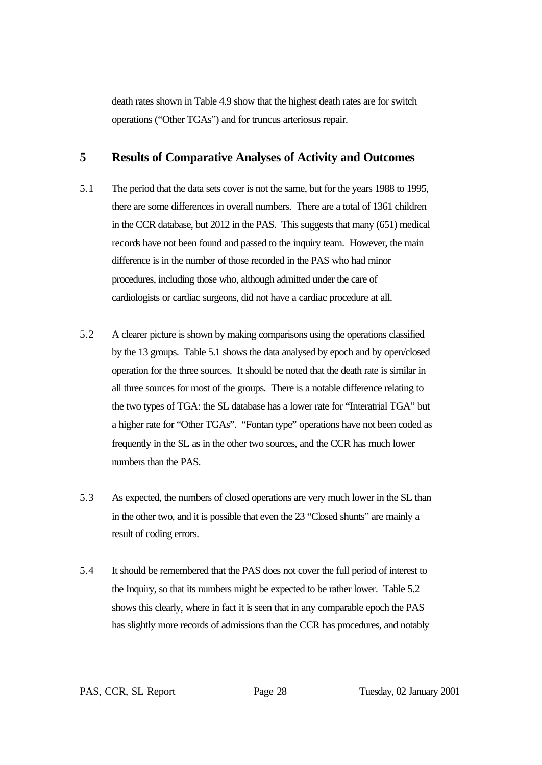death rates shown in Table 4.9 show that the highest death rates are for switch operations ("Other TGAs") and for truncus arteriosus repair.

# 5 Results of Comparative Analyses of Activity and Outcomes

5.1 The period that the data sets cover is not the same, but for the years 1988 to 1995, there are some differences in overall numbers. There are a total of 1361 children in the CCR database, but 2012 in the PAS. This suggests that many (651) medical records have not been found and passed to the inquiry team. However, the main difference is in the number of those recorded in the PAS who had minor procedures, including those who, although admitted under the care of cardiologists or cardiac surgeons, did not have a cardiac procedure at all.

5.2 A clearer picture is shown by making comparisons using the operations classified by the 13 groups. Table 5.1 shows the data analysed by epoch and by open/closed operation for the three sources. It should be noted that the death rate is similar in all three sources for most of the groups. There is a notable difference relating to the two types of TGA: the SL database has a lower rate for "Interatrial TGA" but a higher rate for "Other TGAs". "Fontan type" operations have not been coded as frequently in the SL as in the other two sources, and the CCR has much lower numbers than the PAS.

5.3 As expected, the numbers of closed operations are very much lower in the SL than in the other two, and it is possible that even the 23 "Closed shunts" are mainly a result of coding errors.

5.4 It should be remembered that the PAS does not cover the full period of interest to the Inquiry, so that its numbers might be expected to be rather lower. Table 5.2 shows this clearly, where in fact it is seen that in any comparable epoch the PAS has slightly more records of admissions than the CCR has procedures, and notably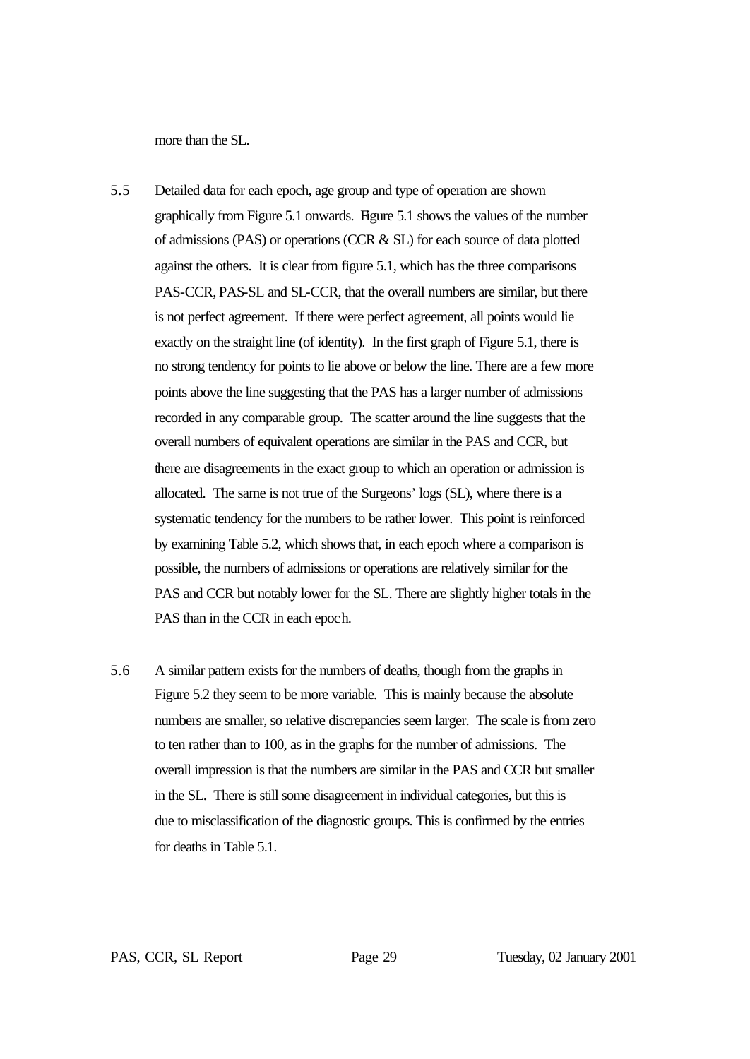more than the SL.

5.5 Detailed data for each epoch, age group and type of operation are shown graphically from Figure 5.1 onwards. Figure 5.1 shows the values of the number of admissions (PAS) or operations (CCR & SL) for each source of data plotted against the others. It is clear from figure 5.1, which has the three comparisons PAS-CCR, PAS-SL and SL-CCR, that the overall numbers are similar, but there is not perfect agreement. If there were perfect agreement, all points would lie exactly on the straight line (of identity). In the first graph of Figure 5.1, there is no strong tendency for points to lie above or below the line. There are a few more points above the line suggesting that the PAS has a larger number of admissions recorded in any comparable group. The scatter around the line suggests that the overall numbers of equivalent operations are similar in the PAS and CCR, but there are disagreements in the exact group to which an operation or admission is allocated. The same is not true of the Surgeons' logs (SL), where there is a systematic tendency for the numbers to be rather lower. This point is reinforced by examining Table 5.2, which shows that, in each epoch where a comparison is possible, the numbers of admissions or operations are relatively similar for the PAS and CCR but notably lower for the SL. There are slightly higher totals in the PAS than in the CCR in each epoch.

5.6 A similar pattern exists for the numbers of deaths, though from the graphs in Figure 5.2 they seem to be more variable. This is mainly because the absolute numbers are smaller, so relative discrepancies seem larger. The scale is from zero to ten rather than to 100, as in the graphs for the number of admissions. The overall impression is that the numbers are similar in the PAS and CCR but smaller in the SL. There is still some disagreement in individual categories, but this is due to misclassification of the diagnostic groups. This is confirmed by the entries for deaths in Table 5.1.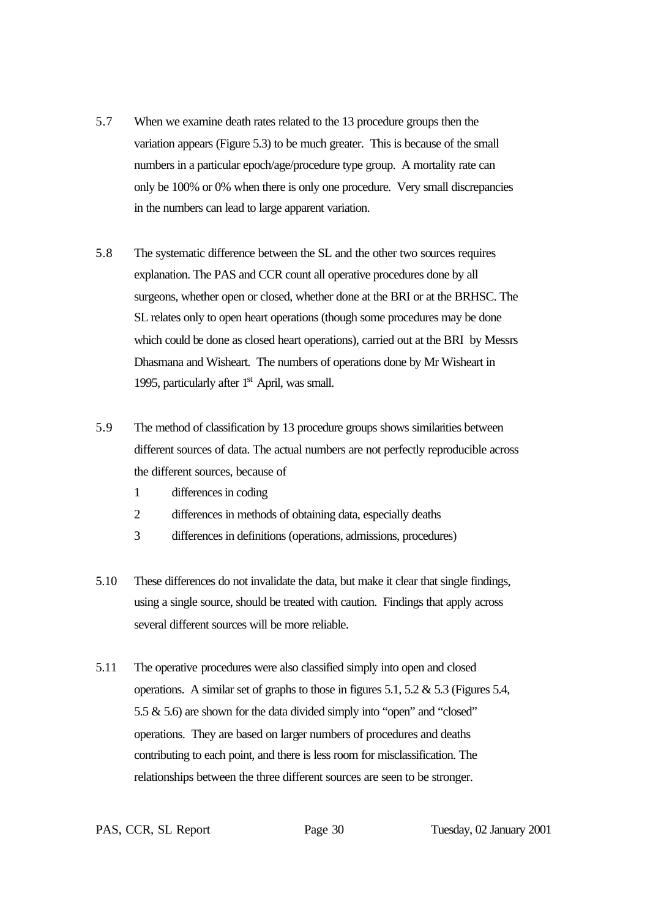5.7 When we examine death rates related to the 13 procedure groups then the variation appears (Figure 5.3) to be much greater. This is because of the small numbers in a particular epoch/age/procedure type group. A mortality rate can only be 100% or 0% when there is only one procedure. Very small discrepancies in the numbers can lead to large apparent variation.

5.8 The systematic difference between the SL and the other two sources requires explanation. The PAS and CCR count all operative procedures done by all surgeons, whether open or closed, whether done at the BRI or at the BRHSC. The SL relates only to open heart operations (though some procedures may be done which could be done as closed heart operations), carried out at the BRI by Messrs Dhasmana and Wisheart. The numbers of operations done by Mr Wisheart in 1995, particularly after 1st April, was small.

5.9 The method of classification by 13 procedure groups shows similarities between different sources of data. The actual numbers are not perfectly reproducible across the different sources, because of

1. differences in coding
2. differences in methods of obtaining data, especially deaths
3. differences in definitions (operations, admissions, procedures)

5.10 These differences do not invalidate the data, but make it clear that single findings, using a single source, should be treated with caution. Findings that apply across several different sources will be more reliable.

5.11 The operative procedures were also classified simply into open and closed operations. A similar set of graphs to those in figures 5.1, 5.2 & 5.3 (Figures 5.4, 5.5 & 5.6) are shown for the data divided simply into "open" and "closed" operations. They are based on larger numbers of procedures and deaths contributing to each point, and there is less room for misclassification. The relationships between the three different sources are seen to be stronger.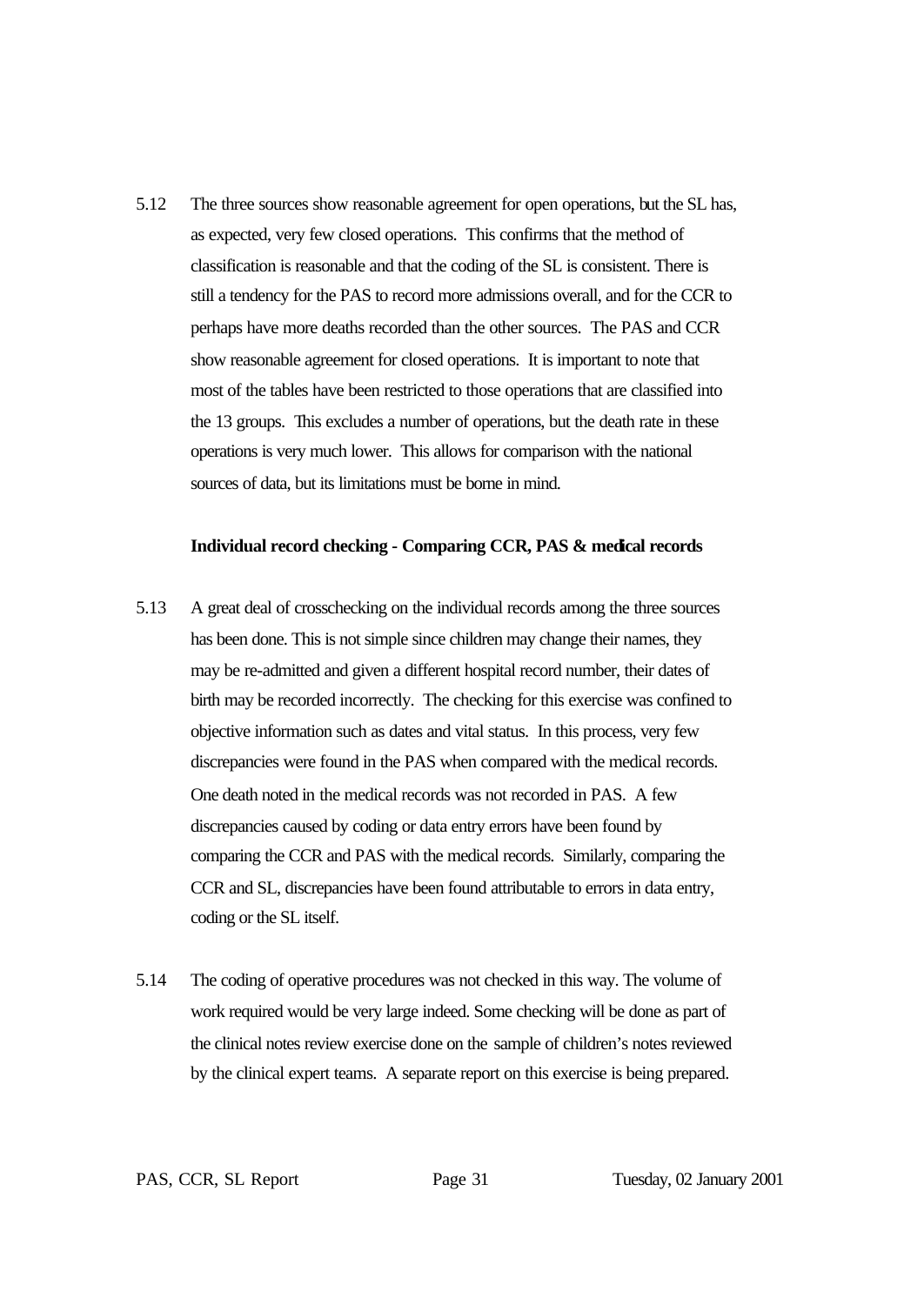5.12 The three sources show reasonable agreement for open operations, but the SL has, as expected, very few closed operations. This confirms that the method of classification is reasonable and that the coding of the SL is consistent. There is still a tendency for the PAS to record more admissions overall, and for the CCR to perhaps have more deaths recorded than the other sources. The PAS and CCR show reasonable agreement for closed operations. It is important to note that most of the tables have been restricted to those operations that are classified into the 13 groups. This excludes a number of operations, but the death rate in these operations is very much lower. This allows for comparison with the national sources of data, but its limitations must be borne in mind.

**Individual record checking - Comparing CCR, PAS & medical records**

5.13 A great deal of crosschecking on the individual records among the three sources has been done. This is not simple since children may change their names, they may be re-admitted and given a different hospital record number, their dates of birth may be recorded incorrectly. The checking for this exercise was confined to objective information such as dates and vital status. In this process, very few discrepancies were found in the PAS when compared with the medical records. One death noted in the medical records was not recorded in PAS. A few discrepancies caused by coding or data entry errors have been found by comparing the CCR and PAS with the medical records. Similarly, comparing the CCR and SL, discrepancies have been found attributable to errors in data entry, coding or the SL itself.

5.14 The coding of operative procedures was not checked in this way. The volume of work required would be very large indeed. Some checking will be done as part of the clinical notes review exercise done on the sample of children's notes reviewed by the clinical expert teams. A separate report on this exercise is being prepared.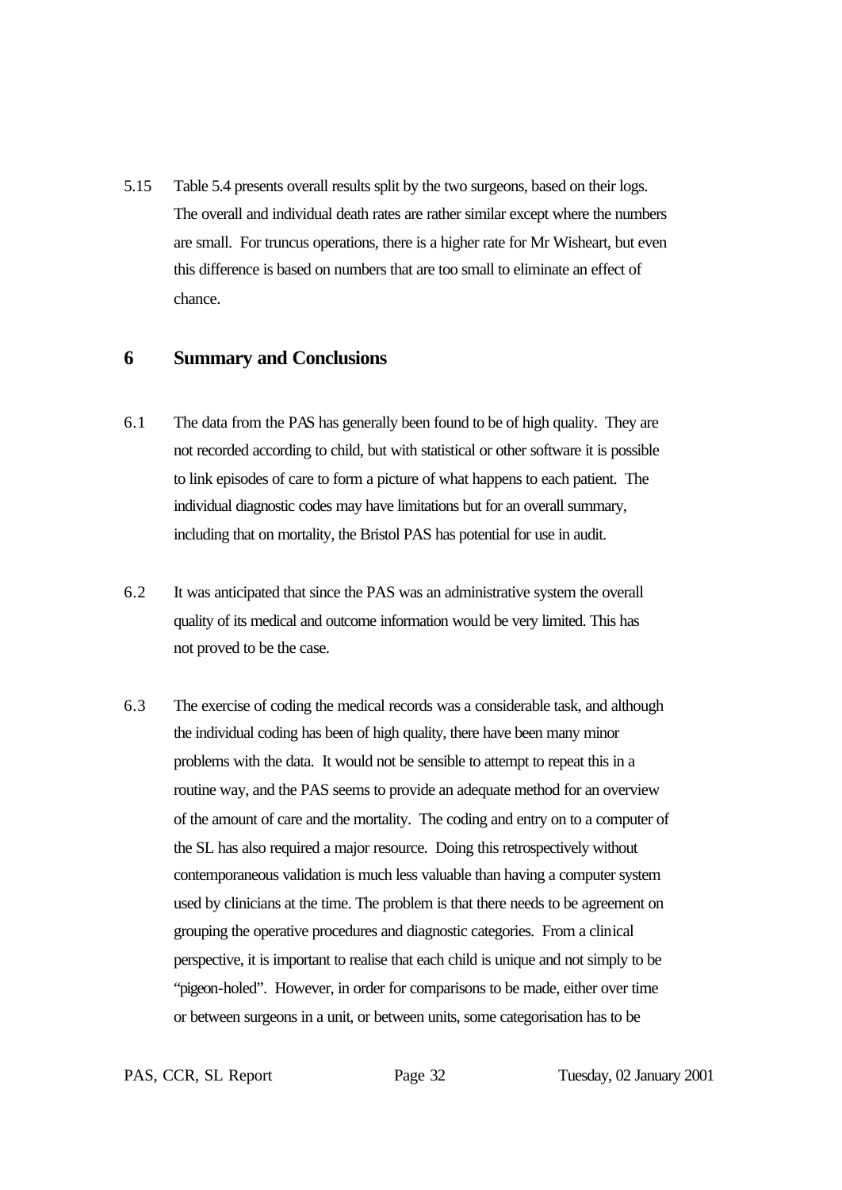5.15 Table 5.4 presents overall results split by the two surgeons, based on their logs. The overall and individual death rates are rather similar except where the numbers are small. For truncus operations, there is a higher rate for Mr Wisheart, but even this difference is based on numbers that are too small to eliminate an effect of chance.

## 6 Summary and Conclusions

6.1 The data from the PAS has generally been found to be of high quality. They are not recorded according to child, but with statistical or other software it is possible to link episodes of care to form a picture of what happens to each patient. The individual diagnostic codes may have limitations but for an overall summary, including that on mortality, the Bristol PAS has potential for use in audit.

6.2 It was anticipated that since the PAS was an administrative system the overall quality of its medical and outcome information would be very limited. This has not proved to be the case.

6.3 The exercise of coding the medical records was a considerable task, and although the individual coding has been of high quality, there have been many minor problems with the data. It would not be sensible to attempt to repeat this in a routine way, and the PAS seems to provide an adequate method for an overview of the amount of care and the mortality. The coding and entry on to a computer of the SL has also required a major resource. Doing this retrospectively without contemporaneous validation is much less valuable than having a computer system used by clinicians at the time. The problem is that there needs to be agreement on grouping the operative procedures and diagnostic categories. From a clinical perspective, it is important to realise that each child is unique and not simply to be "pigeon-holed". However, in order for comparisons to be made, either over time or between surgeons in a unit, or between units, some categorisation has to be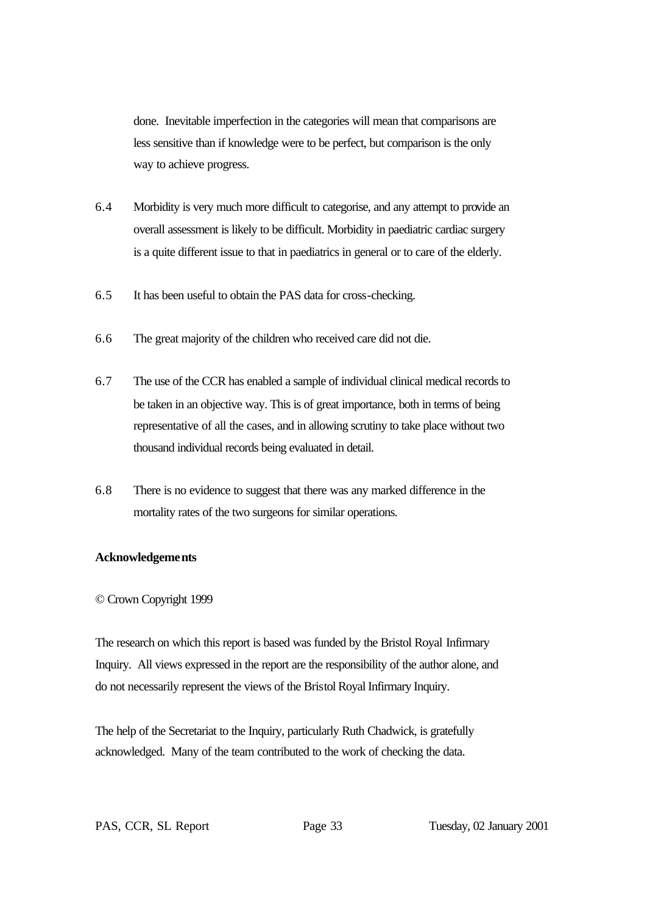done. Inevitable imperfection in the categories will mean that comparisons are less sensitive than if knowledge were to be perfect, but comparison is the only way to achieve progress.

6.4 Morbidity is very much more difficult to categorise, and any attempt to provide an overall assessment is likely to be difficult. Morbidity in paediatric cardiac surgery is a quite different issue to that in paediatrics in general or to care of the elderly.

6.5 It has been useful to obtain the PAS data for cross-checking.

6.6 The great majority of the children who received care did not die.

6.7 The use of the CCR has enabled a sample of individual clinical medical records to be taken in an objective way. This is of great importance, both in terms of being representative of all the cases, and in allowing scrutiny to take place without two thousand individual records being evaluated in detail.

6.8 There is no evidence to suggest that there was any marked difference in the mortality rates of the two surgeons for similar operations.

**Acknowledgements**

© Crown Copyright 1999

The research on which this report is based was funded by the Bristol Royal Infirmary Inquiry. All views expressed in the report are the responsibility of the author alone, and do not necessarily represent the views of the Bristol Royal Infirmary Inquiry.

The help of the Secretariat to the Inquiry, particularly Ruth Chadwick, is gratefully acknowledged. Many of the team contributed to the work of checking the data.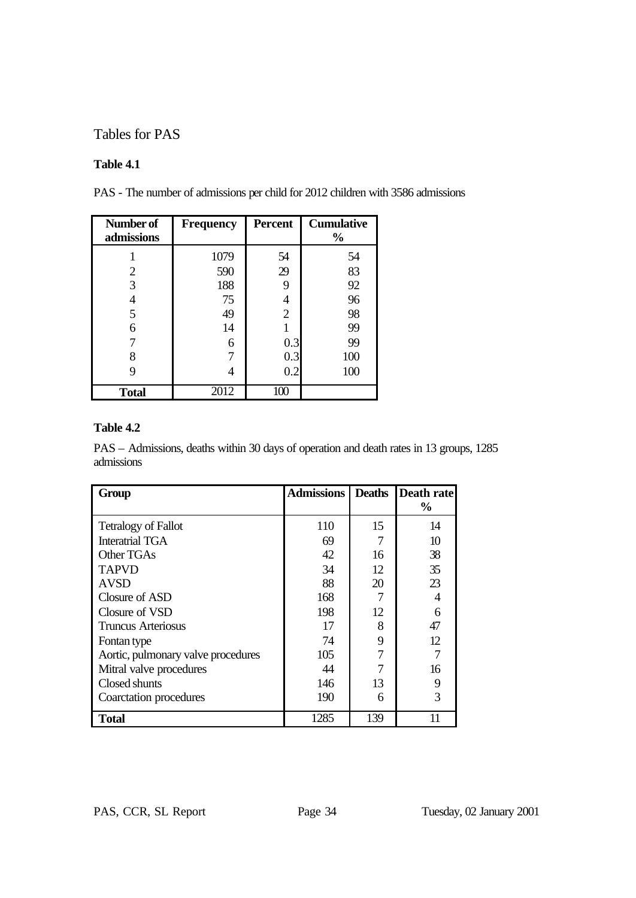# Tables for PAS

### Table 4.1

PAS - The number of admissions per child for 2012 children with 3586 admissions

| Number of admissions | Frequency | Percent | Cumulative % |
|---|---|---|---|
| 1 | 1079 | 54 | 54 |
| 2 | 590 | 29 | 83 |
| 3 | 188 | 9 | 92 |
| 4 | 75 | 4 | 96 |
| 5 | 49 | 2 | 98 |
| 6 | 14 | 1 | 99 |
| 7 | 6 | 0.3 | 99 |
| 8 | 7 | 0.3 | 100 |
| 9 | 4 | 0.2 | 100 |
| **Total** | 2012 | 100 | |

### Table 4.2

PAS – Admissions, deaths within 30 days of operation and death rates in 13 groups, 1285 admissions

| Group | Admissions | Deaths | Death rate % |
|---|---|---|---|
| Tetralogy of Fallot | 110 | 15 | 14 |
| Interatrial TGA | 69 | 7 | 10 |
| Other TGAs | 42 | 16 | 38 |
| TAPVD | 34 | 12 | 35 |
| AVSD | 88 | 20 | 23 |
| Closure of ASD | 168 | 7 | 4 |
| Closure of VSD | 198 | 12 | 6 |
| Truncus Arteriosus | 17 | 8 | 47 |
| Fontan type | 74 | 9 | 12 |
| Aortic, pulmonary valve procedures | 105 | 7 | 7 |
| Mitral valve procedures | 44 | 7 | 16 |
| Closed shunts | 146 | 13 | 9 |
| Coarctation procedures | 190 | 6 | 3 |
| **Total** | 1285 | 139 | 11 |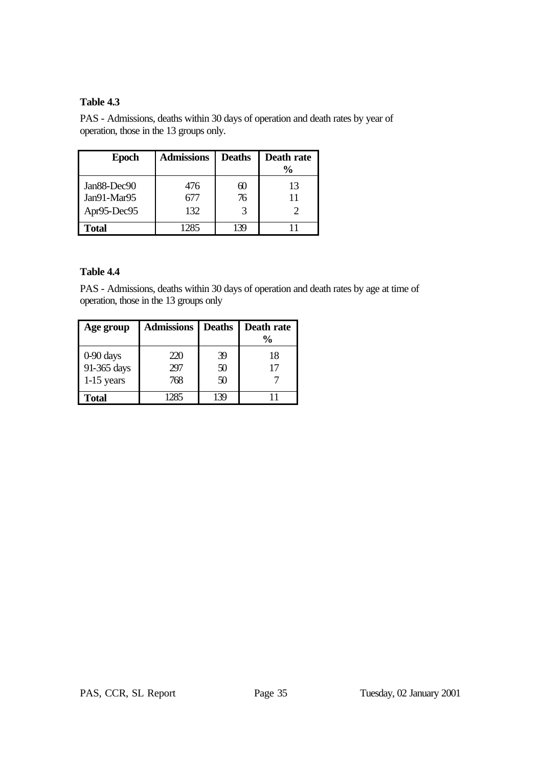**Table 4.3**

PAS - Admissions, deaths within 30 days of operation and death rates by year of operation, those in the 13 groups only.

| Epoch | Admissions | Deaths | Death rate % |
|---|---|---|---|
| Jan88-Dec90 | 476 | 60 | 13 |
| Jan91-Mar95 | 677 | 76 | 11 |
| Apr95-Dec95 | 132 | 3 | 2 |
| **Total** | 1285 | 139 | 11 |

**Table 4.4**

PAS - Admissions, deaths within 30 days of operation and death rates by age at time of operation, those in the 13 groups only

| Age group | Admissions | Deaths | Death rate % |
|---|---|---|---|
| 0-90 days | 220 | 39 | 18 |
| 91-365 days | 297 | 50 | 17 |
| 1-15 years | 768 | 50 | 7 |
| **Total** | 1285 | 139 | 11 |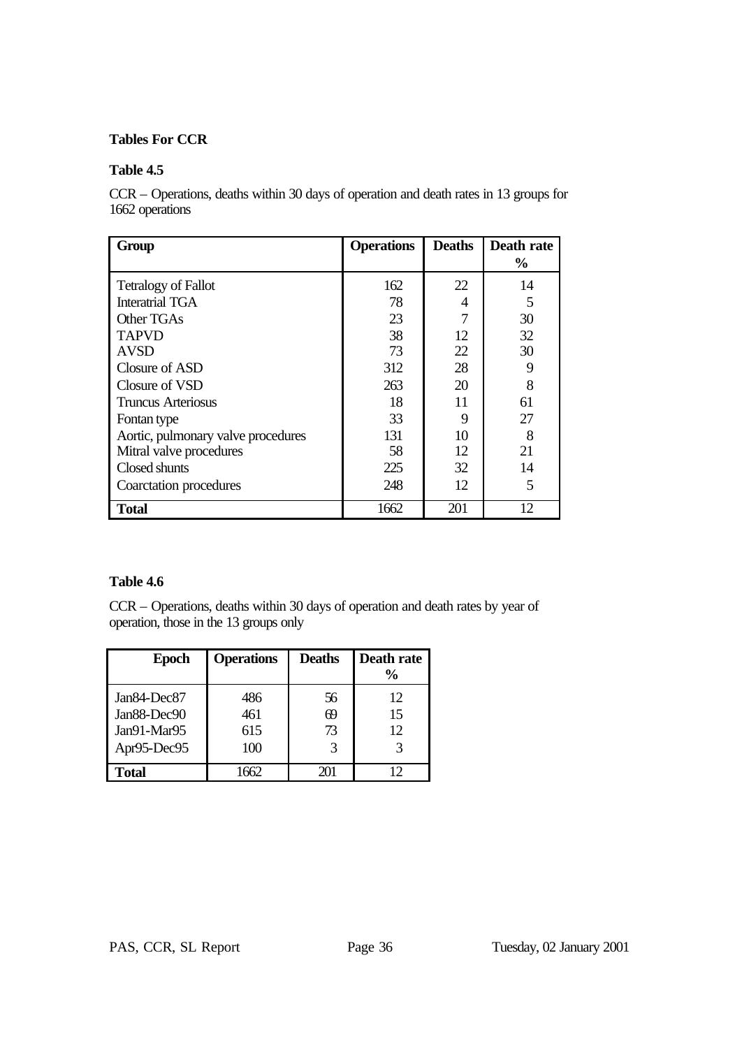**Tables For CCR**

**Table 4.5**

CCR – Operations, deaths within 30 days of operation and death rates in 13 groups for 1662 operations

| Group | Operations | Deaths | Death rate % |
|---|---|---|---|
| Tetralogy of Fallot | 162 | 22 | 14 |
| Interatrial TGA | 78 | 4 | 5 |
| Other TGAs | 23 | 7 | 30 |
| TAPVD | 38 | 12 | 32 |
| AVSD | 73 | 22 | 30 |
| Closure of ASD | 312 | 28 | 9 |
| Closure of VSD | 263 | 20 | 8 |
| Truncus Arteriosus | 18 | 11 | 61 |
| Fontan type | 33 | 9 | 27 |
| Aortic, pulmonary valve procedures | 131 | 10 | 8 |
| Mitral valve procedures | 58 | 12 | 21 |
| Closed shunts | 225 | 32 | 14 |
| Coarctation procedures | 248 | 12 | 5 |
| **Total** | 1662 | 201 | 12 |

**Table 4.6**

CCR – Operations, deaths within 30 days of operation and death rates by year of operation, those in the 13 groups only

| Epoch | Operations | Deaths | Death rate % |
|---|---|---|---|
| Jan84-Dec87 | 486 | 56 | 12 |
| Jan88-Dec90 | 461 | 69 | 15 |
| Jan91-Mar95 | 615 | 73 | 12 |
| Apr95-Dec95 | 100 | 3 | 3 |
| **Total** | 1662 | 201 | 12 |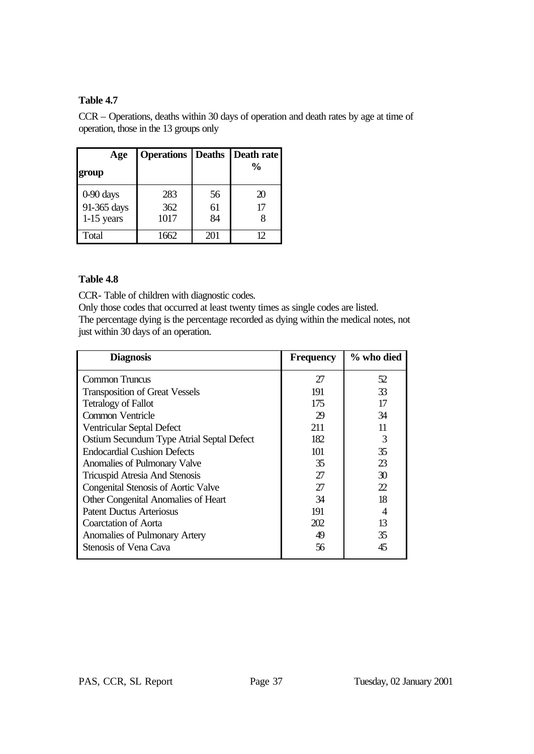**Table 4.7**

CCR – Operations, deaths within 30 days of operation and death rates by age at time of operation, those in the 13 groups only

| Age group | Operations | Deaths | Death rate % |
|---|---|---|---|
| 0-90 days | 283 | 56 | 20 |
| 91-365 days | 362 | 61 | 17 |
| 1-15 years | 1017 | 84 | 8 |
| Total | 1662 | 201 | 12 |

**Table 4.8**

CCR- Table of children with diagnostic codes.
Only those codes that occurred at least twenty times as single codes are listed.
The percentage dying is the percentage recorded as dying within the medical notes, not just within 30 days of an operation.

| Diagnosis | Frequency | % who died |
|---|---|---|
| Common Truncus | 27 | 52 |
| Transposition of Great Vessels | 191 | 33 |
| Tetralogy of Fallot | 175 | 17 |
| Common Ventricle | 29 | 34 |
| Ventricular Septal Defect | 211 | 11 |
| Ostium Secundum Type Atrial Septal Defect | 182 | 3 |
| Endocardial Cushion Defects | 101 | 35 |
| Anomalies of Pulmonary Valve | 35 | 23 |
| Tricuspid Atresia And Stenosis | 27 | 30 |
| Congenital Stenosis of Aortic Valve | 27 | 22 |
| Other Congenital Anomalies of Heart | 34 | 18 |
| Patent Ductus Arteriosus | 191 | 4 |
| Coarctation of Aorta | 202 | 13 |
| Anomalies of Pulmonary Artery | 49 | 35 |
| Stenosis of Vena Cava | 56 | 45 |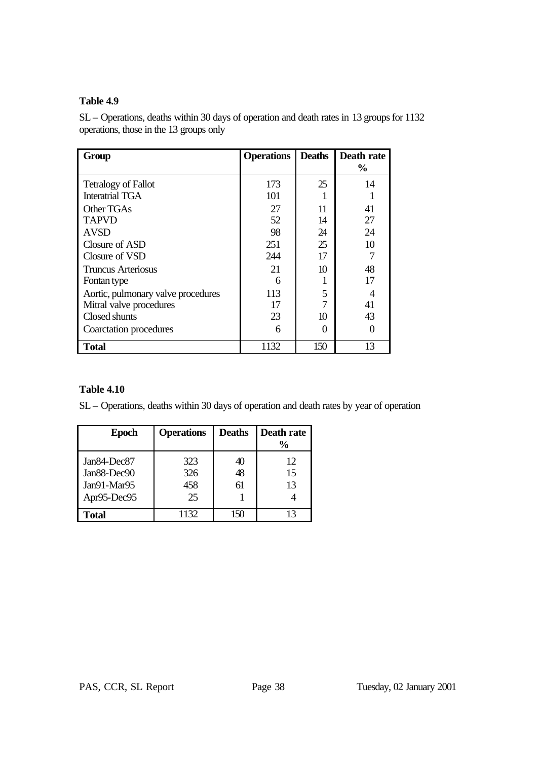**Table 4.9**

SL – Operations, deaths within 30 days of operation and death rates in 13 groups for 1132 operations, those in the 13 groups only

| Group | Operations | Deaths | Death rate % |
|---|---|---|---|
| Tetralogy of Fallot | 173 | 25 | 14 |
| Interatrial TGA | 101 | 1 | 1 |
| Other TGAs | 27 | 11 | 41 |
| TAPVD | 52 | 14 | 27 |
| AVSD | 98 | 24 | 24 |
| Closure of ASD | 251 | 25 | 10 |
| Closure of VSD | 244 | 17 | 7 |
| Truncus Arteriosus | 21 | 10 | 48 |
| Fontan type | 6 | 1 | 17 |
| Aortic, pulmonary valve procedures | 113 | 5 | 4 |
| Mitral valve procedures | 17 | 7 | 41 |
| Closed shunts | 23 | 10 | 43 |
| Coarctation procedures | 6 | 0 | 0 |
| **Total** | 1132 | 150 | 13 |

**Table 4.10**

SL – Operations, deaths within 30 days of operation and death rates by year of operation

| Epoch | Operations | Deaths | Death rate % |
|---|---|---|---|
| Jan84-Dec87 | 323 | 40 | 12 |
| Jan88-Dec90 | 326 | 48 | 15 |
| Jan91-Mar95 | 458 | 61 | 13 |
| Apr95-Dec95 | 25 | 1 | 4 |
| **Total** | 1132 | 150 | 13 |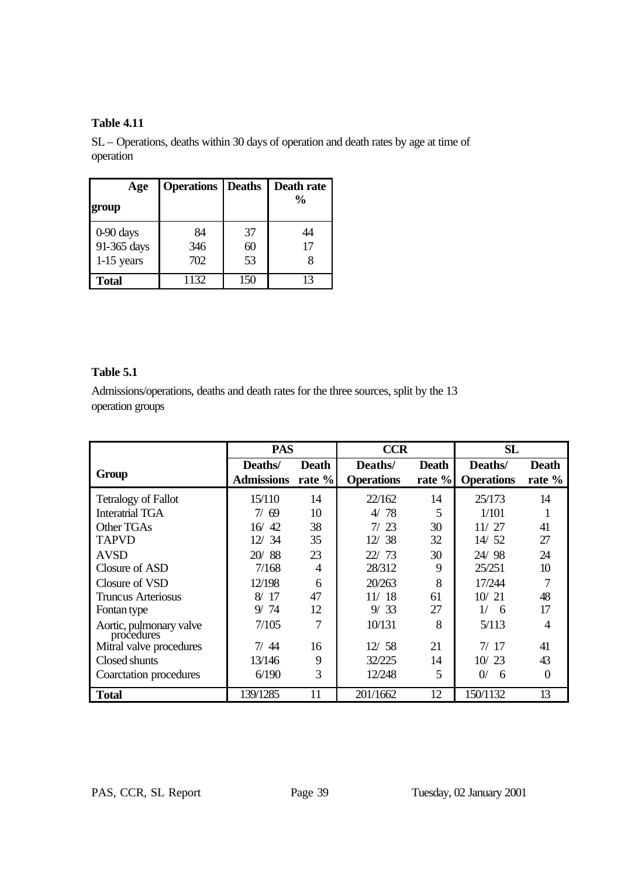**Table 4.11**

SL – Operations, deaths within 30 days of operation and death rates by age at time of operation

| Age group | Operations | Deaths | Death rate % |
|---|---|---|---|
| 0-90 days | 84 | 37 | 44 |
| 91-365 days | 346 | 60 | 17 |
| 1-15 years | 702 | 53 | 8 |
| **Total** | 1132 | 150 | 13 |

**Table 5.1**

Admissions/operations, deaths and death rates for the three sources, split by the 13 operation groups

| | PAS | | CCR | | SL | |
|---|---|---|---|---|---|---|
| **Group** | **Deaths/ Admissions** | **Death rate %** | **Deaths/ Operations** | **Death rate %** | **Deaths/ Operations** | **Death rate %** |
| Tetralogy of Fallot | 15/110 | 14 | 22/162 | 14 | 25/173 | 14 |
| Interatrial TGA | 7/ 69 | 10 | 4/ 78 | 5 | 1/101 | 1 |
| Other TGAs | 16/ 42 | 38 | 7/ 23 | 30 | 11/ 27 | 41 |
| TAPVD | 12/ 34 | 35 | 12/ 38 | 32 | 14/ 52 | 27 |
| AVSD | 20/ 88 | 23 | 22/ 73 | 30 | 24/ 98 | 24 |
| Closure of ASD | 7/168 | 4 | 28/312 | 9 | 25/251 | 10 |
| Closure of VSD | 12/198 | 6 | 20/263 | 8 | 17/244 | 7 |
| Truncus Arteriosus | 8/ 17 | 47 | 11/ 18 | 61 | 10/ 21 | 48 |
| Fontan type | 9/ 74 | 12 | 9/ 33 | 27 | 1/ 6 | 17 |
| Aortic, pulmonary valve procedures | 7/105 | 7 | 10/131 | 8 | 5/113 | 4 |
| Mitral valve procedures | 7/ 44 | 16 | 12/ 58 | 21 | 7/ 17 | 41 |
| Closed shunts | 13/146 | 9 | 32/225 | 14 | 10/ 23 | 43 |
| Coarctation procedures | 6/190 | 3 | 12/248 | 5 | 0/ 6 | 0 |
| **Total** | 139/1285 | 11 | 201/1662 | 12 | 150/1132 | 13 |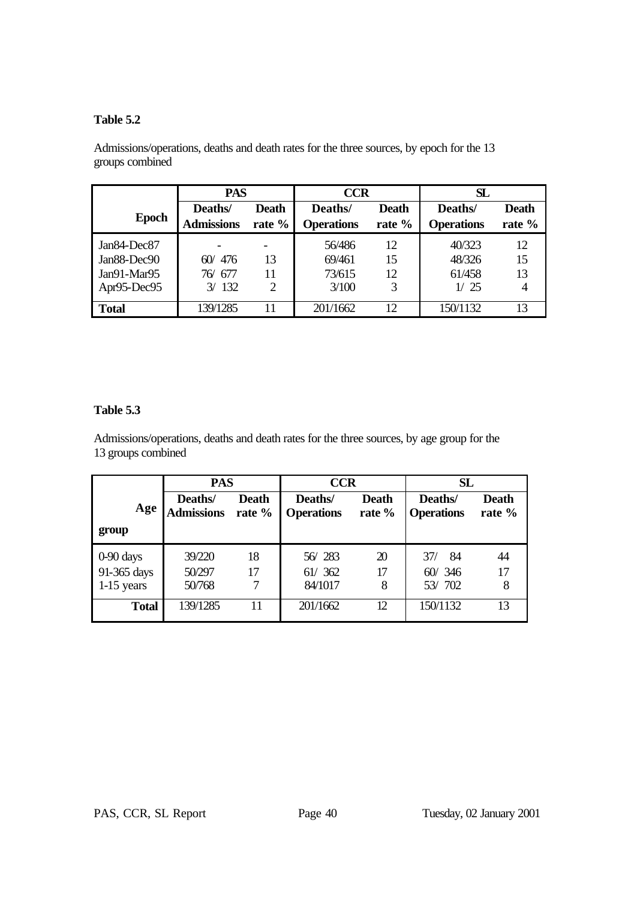**Table 5.2**

Admissions/operations, deaths and death rates for the three sources, by epoch for the 13 groups combined

| Epoch | PAS | | CCR | | SL | |
|---|---|---|---|---|---|---|
| | Deaths/ Admissions | Death rate % | Deaths/ Operations | Death rate % | Deaths/ Operations | Death rate % |
| Jan84-Dec87 | - | - | 56/486 | 12 | 40/323 | 12 |
| Jan88-Dec90 | 60/ 476 | 13 | 69/461 | 15 | 48/326 | 15 |
| Jan91-Mar95 | 76/ 677 | 11 | 73/615 | 12 | 61/458 | 13 |
| Apr95-Dec95 | 3/ 132 | 2 | 3/100 | 3 | 1/ 25 | 4 |
| **Total** | 139/1285 | 11 | 201/1662 | 12 | 150/1132 | 13 |

**Table 5.3**

Admissions/operations, deaths and death rates for the three sources, by age group for the 13 groups combined

| Age group | PAS | | CCR | | SL | |
|---|---|---|---|---|---|---|
| | Deaths/ Admissions | Death rate % | Deaths/ Operations | Death rate % | Deaths/ Operations | Death rate % |
| 0-90 days | 39/220 | 18 | 56/ 283 | 20 | 37/ 84 | 44 |
| 91-365 days | 50/297 | 17 | 61/ 362 | 17 | 60/ 346 | 17 |
| 1-15 years | 50/768 | 7 | 84/1017 | 8 | 53/ 702 | 8 |
| **Total** | 139/1285 | 11 | 201/1662 | 12 | 150/1132 | 13 |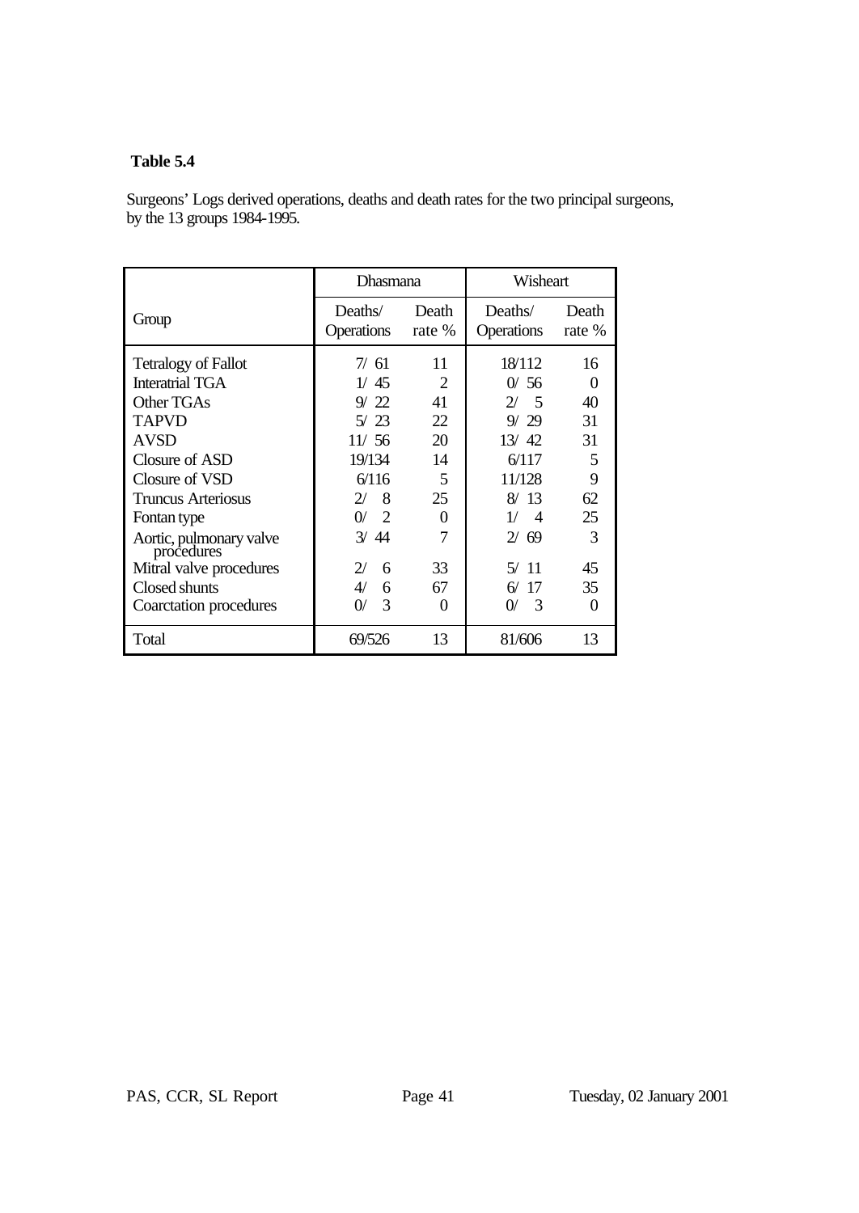**Table 5.4**

Surgeons' Logs derived operations, deaths and death rates for the two principal surgeons, by the 13 groups 1984-1995.

| Group | Dhasmana | | Wisheart | |
|---|---|---|---|---|
| | Deaths/ Operations | Death rate % | Deaths/ Operations | Death rate % |
| Tetralogy of Fallot | 7/ 61 | 11 | 18/112 | 16 |
| Interatrial TGA | 1/ 45 | 2 | 0/ 56 | 0 |
| Other TGAs | 9/ 22 | 41 | 2/ 5 | 40 |
| TAPVD | 5/ 23 | 22 | 9/ 29 | 31 |
| AVSD | 11/ 56 | 20 | 13/ 42 | 31 |
| Closure of ASD | 19/134 | 14 | 6/117 | 5 |
| Closure of VSD | 6/116 | 5 | 11/128 | 9 |
| Truncus Arteriosus | 2/ 8 | 25 | 8/ 13 | 62 |
| Fontan type | 0/ 2 | 0 | 1/ 4 | 25 |
| Aortic, pulmonary valve procedures | 3/ 44 | 7 | 2/ 69 | 3 |
| Mitral valve procedures | 2/ 6 | 33 | 5/ 11 | 45 |
| Closed shunts | 4/ 6 | 67 | 6/ 17 | 35 |
| Coarctation procedures | 0/ 3 | 0 | 0/ 3 | 0 |
| Total | 69/526 | 13 | 81/606 | 13 |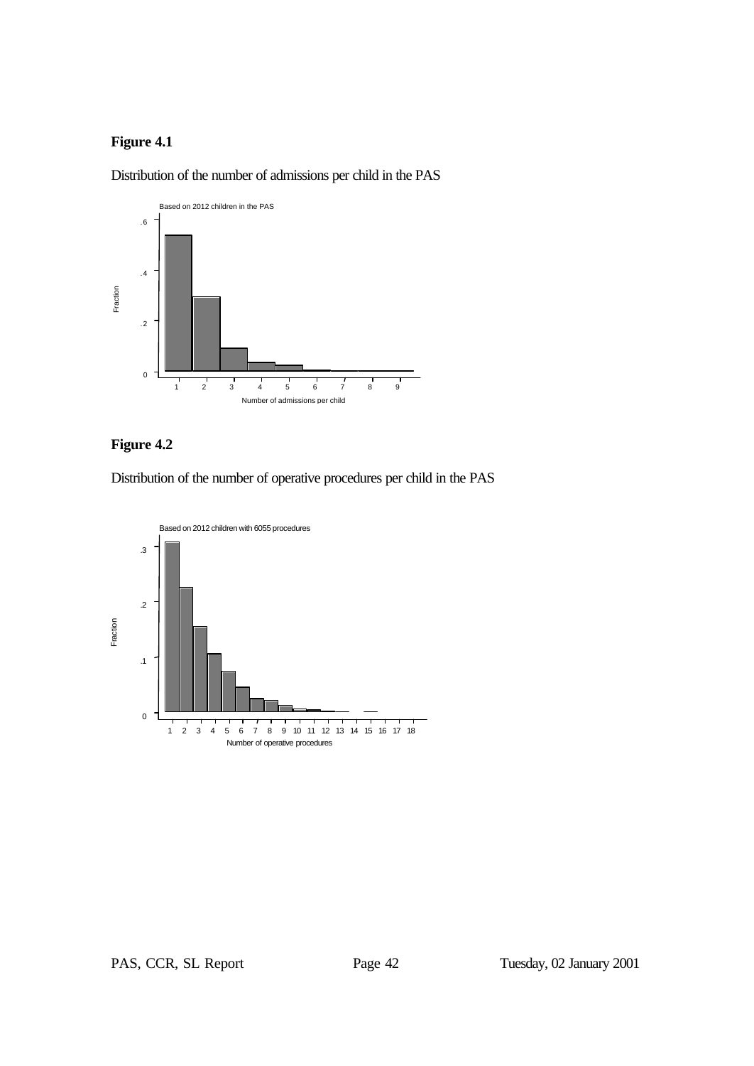**Figure 4.1**

Distribution of the number of admissions per child in the PAS

**Figure 4.2**

Distribution of the number of operative procedures per child in the PAS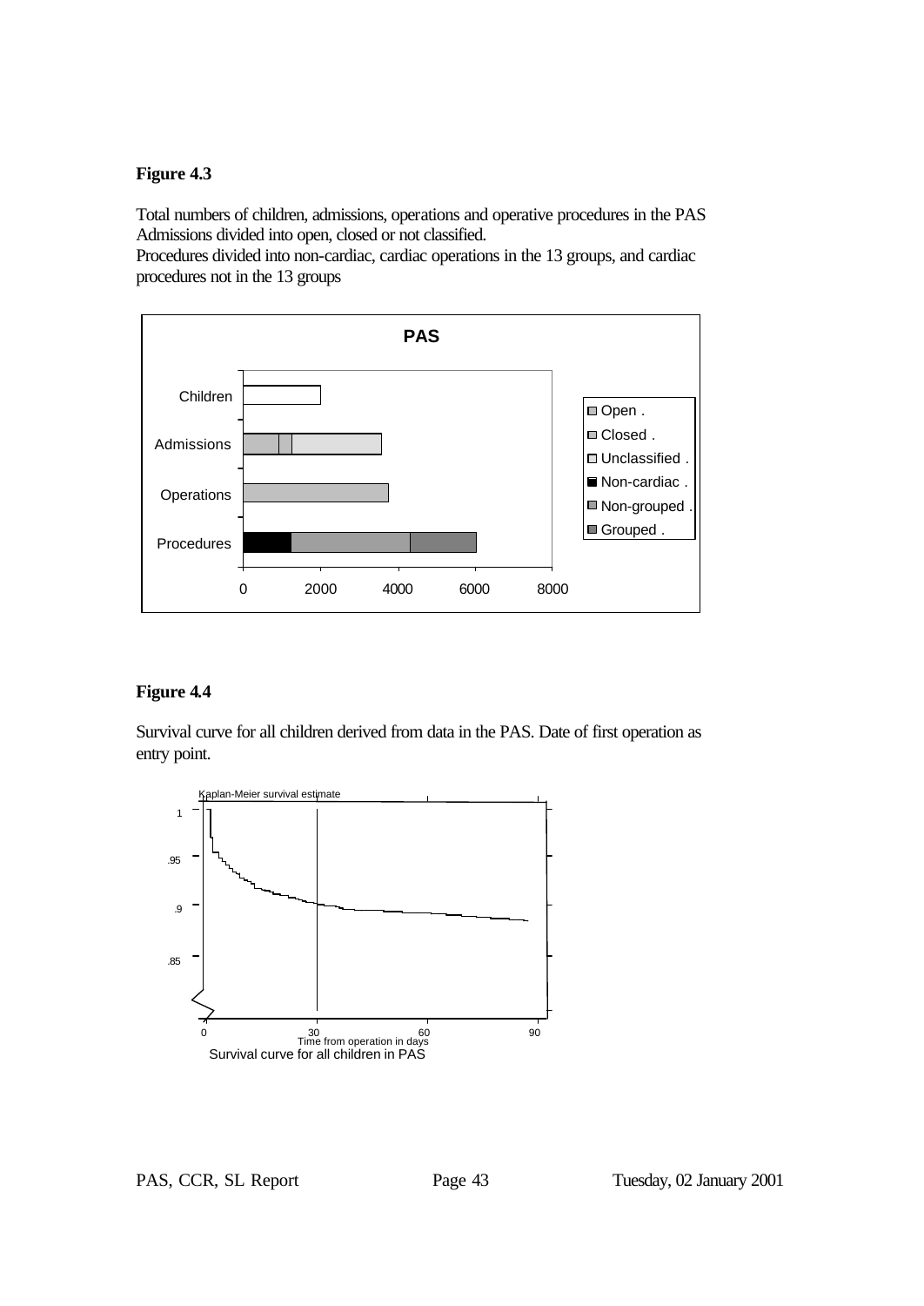**Figure 4.3**

Total numbers of children, admissions, operations and operative procedures in the PAS Admissions divided into open, closed or not classified.
Procedures divided into non-cardiac, cardiac operations in the 13 groups, and cardiac procedures not in the 13 groups

**Figure 4.4**

Survival curve for all children derived from data in the PAS. Date of first operation as entry point.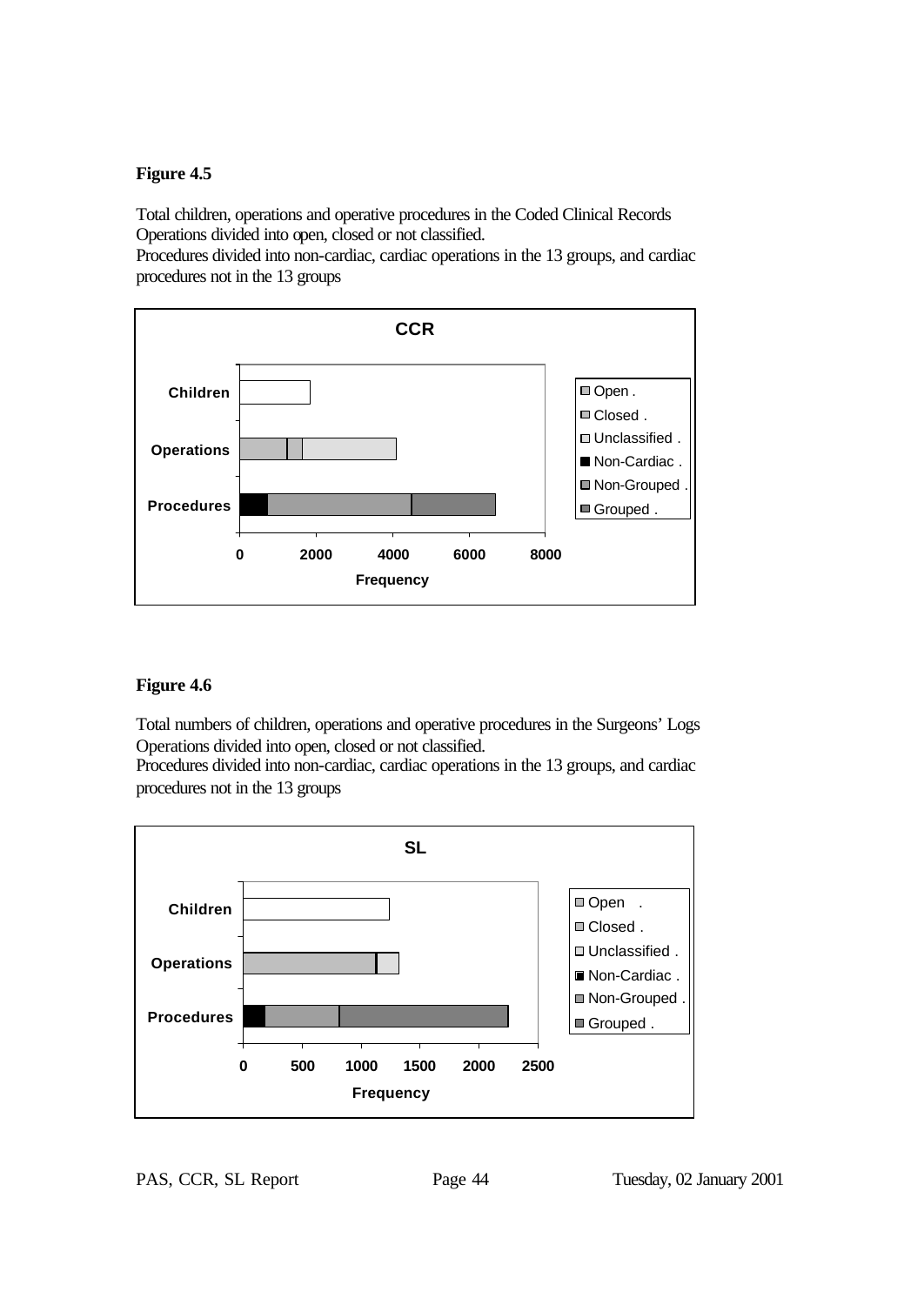**Figure 4.5**

Total children, operations and operative procedures in the Coded Clinical Records
Operations divided into open, closed or not classified.
Procedures divided into non-cardiac, cardiac operations in the 13 groups, and cardiac procedures not in the 13 groups

**Figure 4.6**

Total numbers of children, operations and operative procedures in the Surgeons' Logs
Operations divided into open, closed or not classified.
Procedures divided into non-cardiac, cardiac operations in the 13 groups, and cardiac procedures not in the 13 groups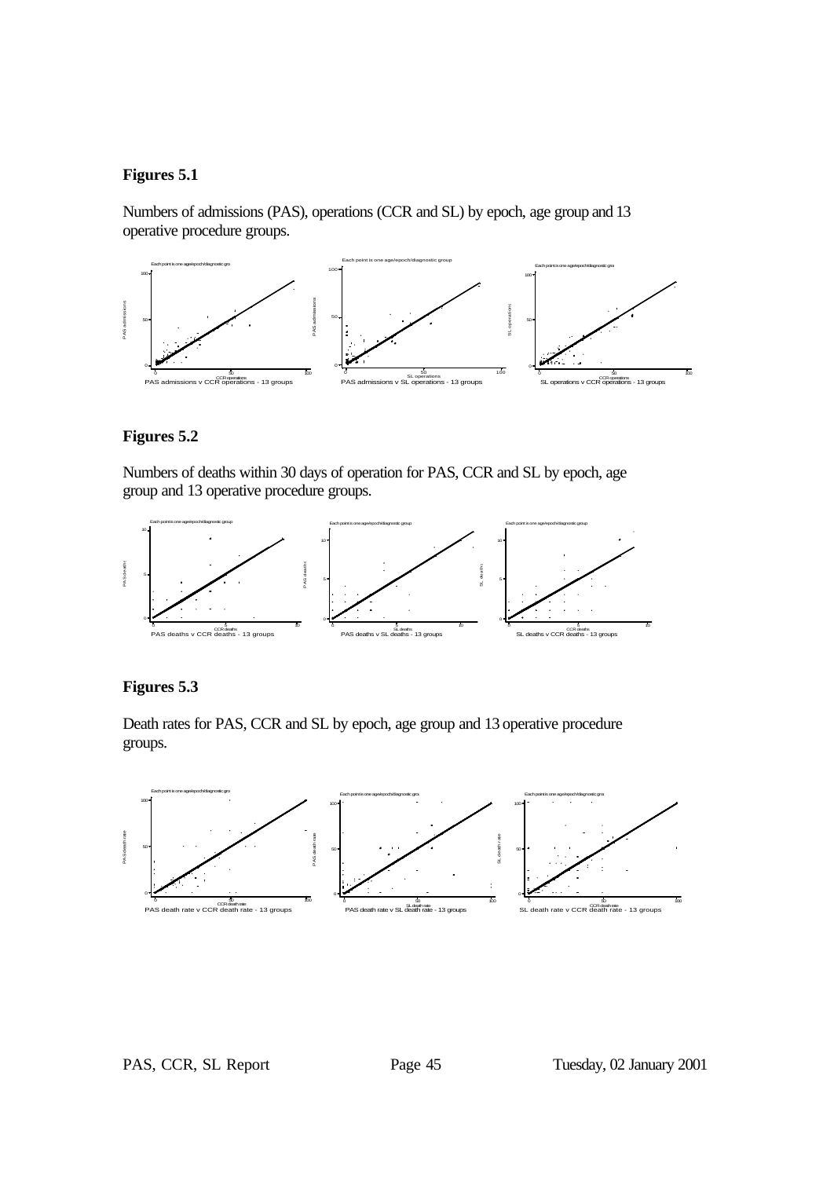**Figures 5.1**

Numbers of admissions (PAS), operations (CCR and SL) by epoch, age group and 13 operative procedure groups.

PAS admissions v CCR operations - 13 groups

PAS admissions v SL operations - 13 groups

SL operations v CCR operations - 13 groups

**Figures 5.2**

Numbers of deaths within 30 days of operation for PAS, CCR and SL by epoch, age group and 13 operative procedure groups.

PAS deaths v CCR deaths - 13 groups

PAS deaths v SL deaths - 13 groups

SL deaths v CCR deaths - 13 groups

**Figures 5.3**

Death rates for PAS, CCR and SL by epoch, age group and 13 operative procedure groups.

PAS death rate v CCR death rate - 13 groups

PAS death rate v SL death rate - 13 groups

SL death rate v CCR death rate - 13 groups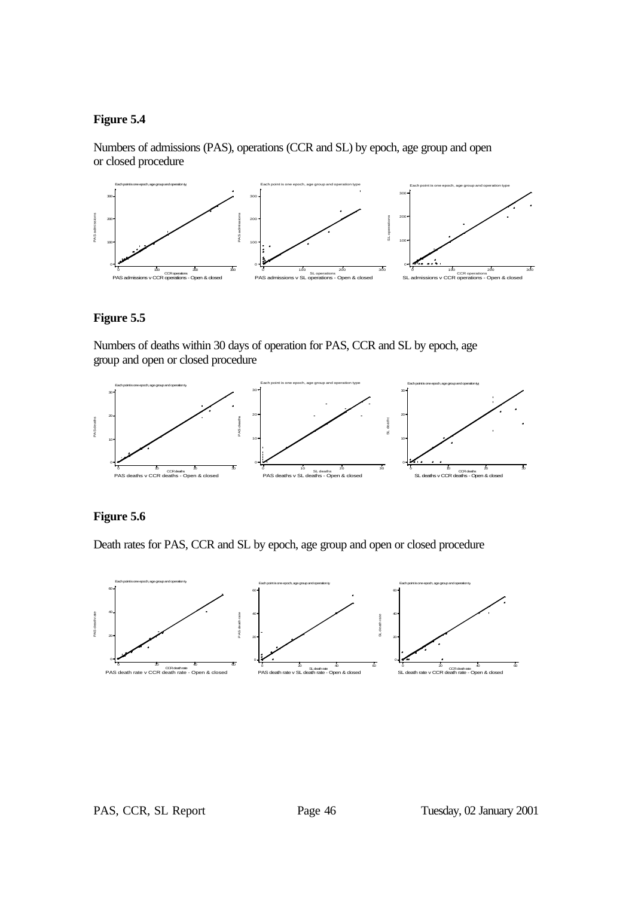**Figure 5.4**

Numbers of admissions (PAS), operations (CCR and SL) by epoch, age group and open or closed procedure

Each point is one epoch, age group and operation ty

PAS admissions v CCR operations - Open & closed

Each point is one epoch, age group and operation type

PAS admissions v SL operations - Open & closed

Each point is one epoch, age group and operation type

SL admissions v CCR operations - Open & closed

**Figure 5.5**

Numbers of deaths within 30 days of operation for PAS, CCR and SL by epoch, age group and open or closed procedure

Each point is one epoch, age group and operation ty

PAS deaths v CCR deaths - Open & closed

Each point is one epoch, age group and operation type

PAS deaths v SL deaths - Open & closed

Each point is one epoch, age group and operation ty

SL deaths v CCR deaths - Open & closed

**Figure 5.6**

Death rates for PAS, CCR and SL by epoch, age group and open or closed procedure

Each point is one epoch, age group and operation ty

PAS death rate v CCR death rate - Open & closed

Each point is one epoch, age group and operation ty

PAS death rate v SL death rate - Open & closed

Each point is one epoch, age group and operation ty

SL death rate v CCR death rate - Open & closed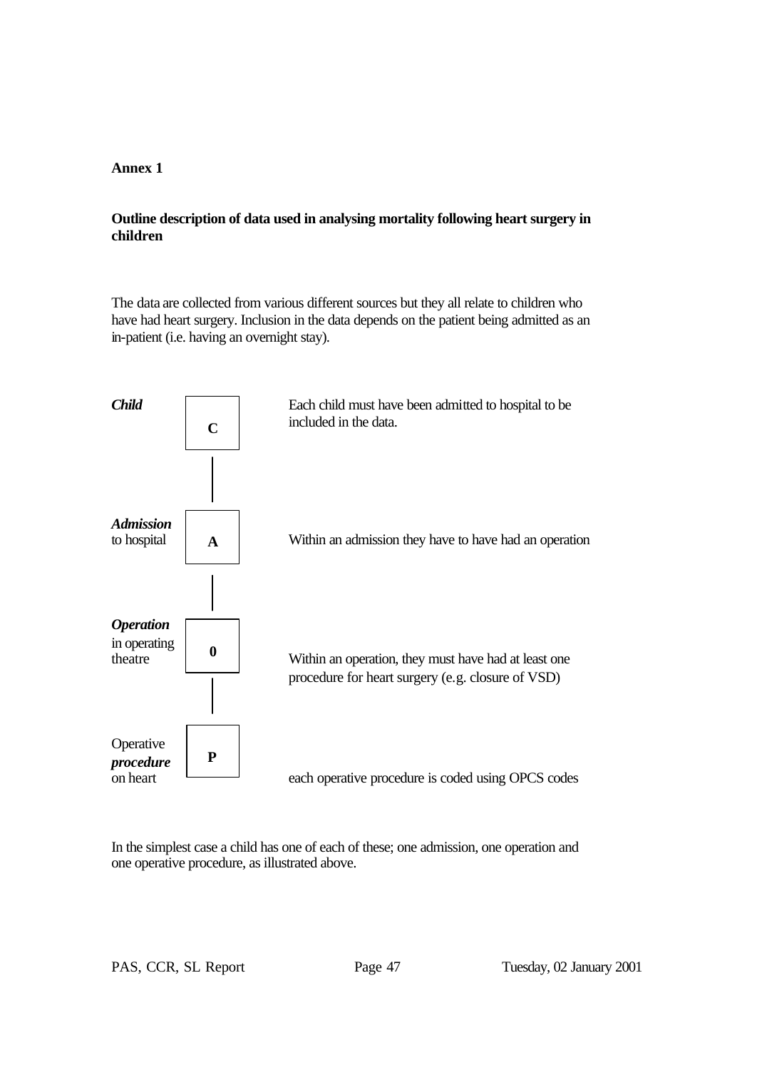**Annex 1**

**Outline description of data used in analysing mortality following heart surgery in children**

The data are collected from various different sources but they all relate to children who have had heart surgery. Inclusion in the data depends on the patient being admitted as an in-patient (i.e. having an overnight stay).

| | | |
|---|---|---|
| ***Child*** | **C** | Each child must have been admitted to hospital to be included in the data. |
| ***Admission*** to hospital | **A** | Within an admission they have to have had an operation |
| ***Operation*** in operating theatre | **0** | Within an operation, they must have had at least one procedure for heart surgery (e.g. closure of VSD) |
| Operative ***procedure*** on heart | **P** | each operative procedure is coded using OPCS codes |

In the simplest case a child has one of each of these; one admission, one operation and one operative procedure, as illustrated above.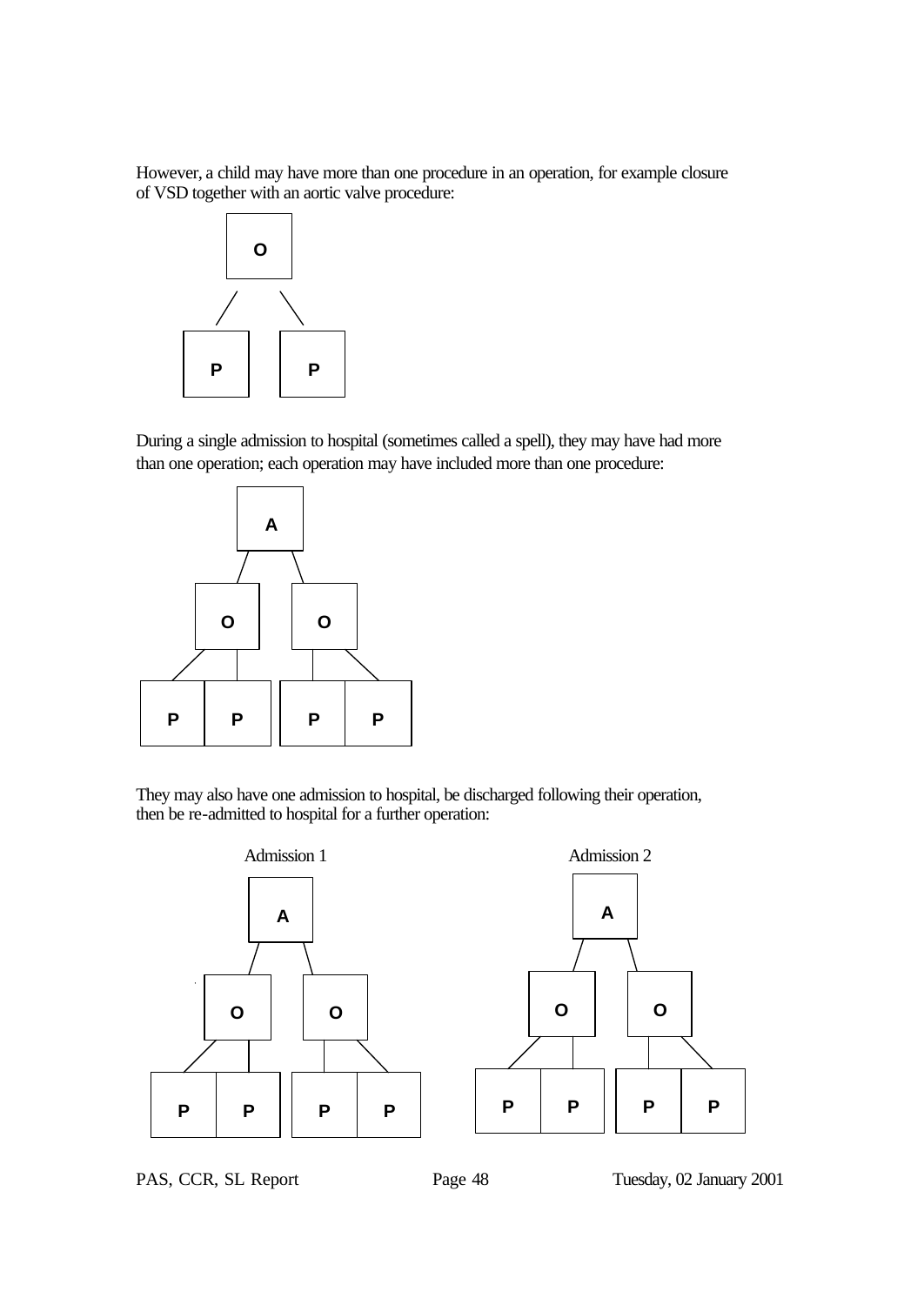However, a child may have more than one procedure in an operation, for example closure of VSD together with an aortic valve procedure:

O

P P

During a single admission to hospital (sometimes called a spell), they may have had more than one operation; each operation may have included more than one procedure:

A

O O

P P P P

They may also have one admission to hospital, be discharged following their operation, then be re-admitted to hospital for a further operation:

Admission 1

A

O O

P P P P

Admission 2

A

O O

P P P P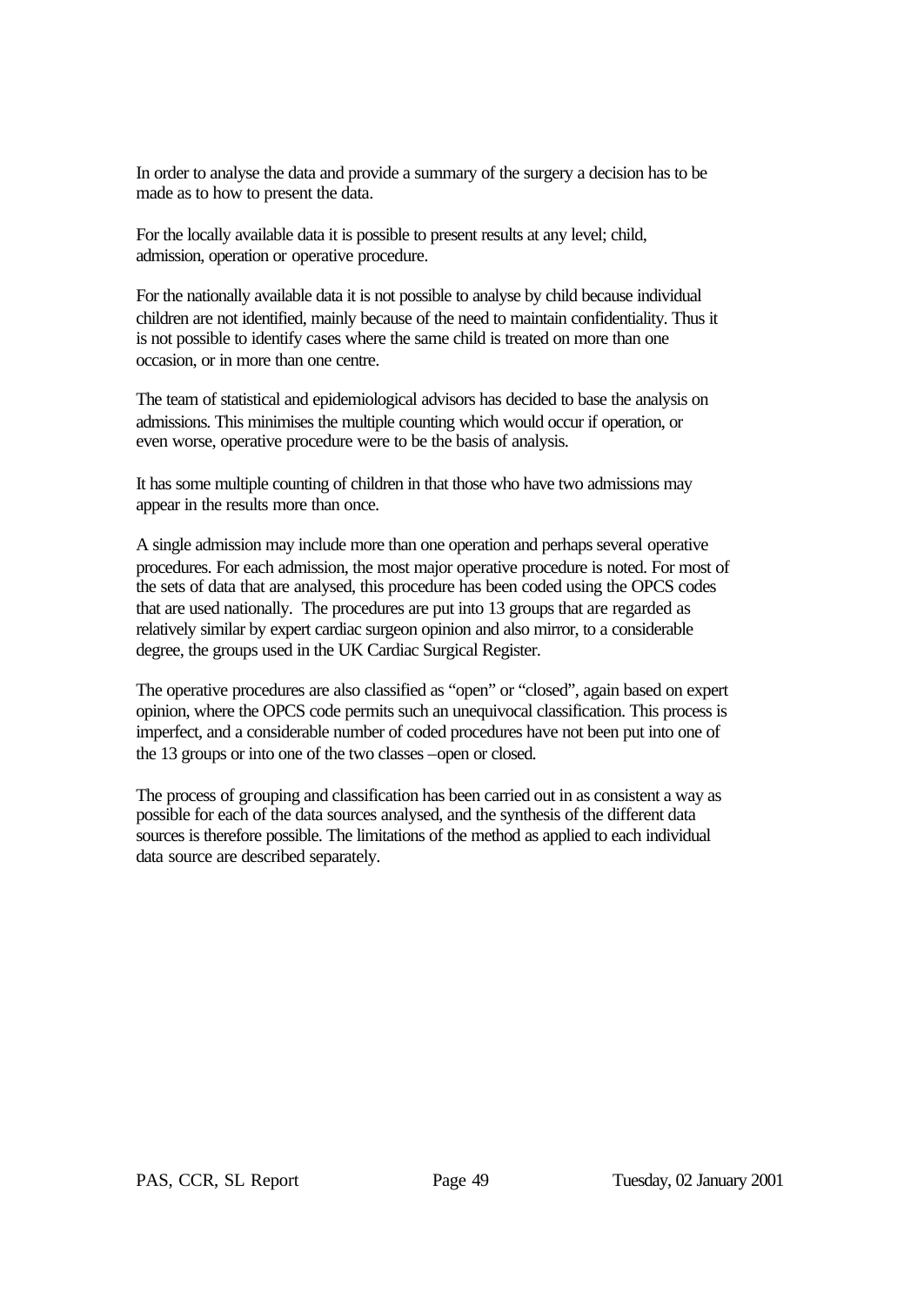In order to analyse the data and provide a summary of the surgery a decision has to be made as to how to present the data.

For the locally available data it is possible to present results at any level; child, admission, operation or operative procedure.

For the nationally available data it is not possible to analyse by child because individual children are not identified, mainly because of the need to maintain confidentiality. Thus it is not possible to identify cases where the same child is treated on more than one occasion, or in more than one centre.

The team of statistical and epidemiological advisors has decided to base the analysis on admissions. This minimises the multiple counting which would occur if operation, or even worse, operative procedure were to be the basis of analysis.

It has some multiple counting of children in that those who have two admissions may appear in the results more than once.

A single admission may include more than one operation and perhaps several operative procedures. For each admission, the most major operative procedure is noted. For most of the sets of data that are analysed, this procedure has been coded using the OPCS codes that are used nationally. The procedures are put into 13 groups that are regarded as relatively similar by expert cardiac surgeon opinion and also mirror, to a considerable degree, the groups used in the UK Cardiac Surgical Register.

The operative procedures are also classified as "open" or "closed", again based on expert opinion, where the OPCS code permits such an unequivocal classification. This process is imperfect, and a considerable number of coded procedures have not been put into one of the 13 groups or into one of the two classes – open or closed.

The process of grouping and classification has been carried out in as consistent a way as possible for each of the data sources analysed, and the synthesis of the different data sources is therefore possible. The limitations of the method as applied to each individual data source are described separately.